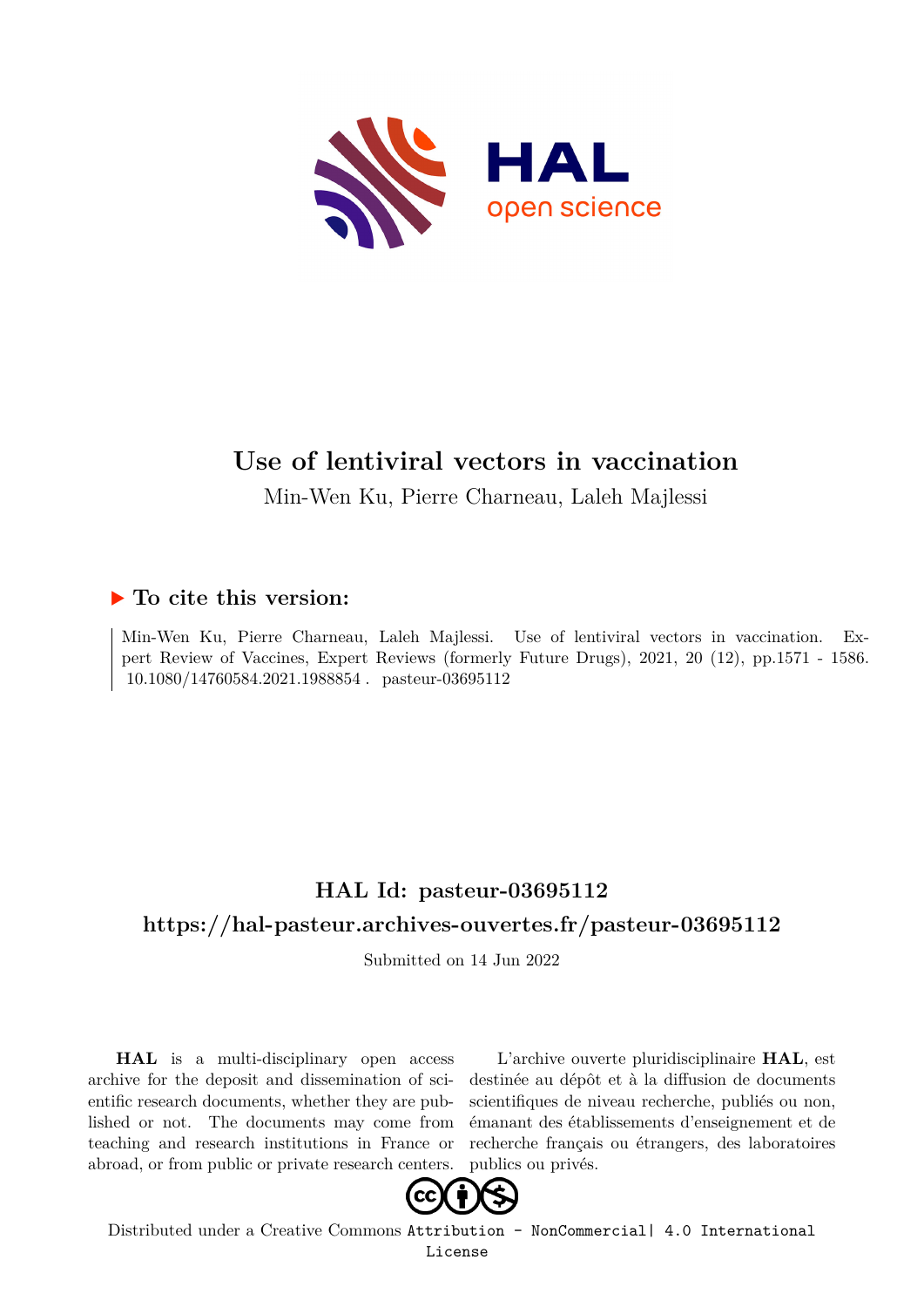# Use of lentiviral vectors in vaccination

Min-Wen Ku, Pierre Charneau, Laleh Majlessi

## ▶ To cite this version:

Min-Wen Ku, Pierre Charneau, Laleh Majlessi. Use of lentiviral vectors in vaccination. Expert Review of Vaccines, Expert Reviews (formerly Future Drugs), 2021, 20 (12), pp.1571 - 1586. 10.1080/14760584.2021.1988854 . pasteur-03695112

## HAL Id: pasteur-03695112

## https://hal-pasteur.archives-ouvertes.fr/pasteur-03695112

Submitted on 14 Jun 2022

**HAL** is a multi-disciplinary open access archive for the deposit and dissemination of scientific research documents, whether they are published or not. The documents may come from teaching and research institutions in France or abroad, or from public or private research centers.

L'archive ouverte pluridisciplinaire **HAL**, est destinée au dépôt et à la diffusion de documents scientifiques de niveau recherche, publiés ou non, émanant des établissements d'enseignement et de recherche français ou étrangers, des laboratoires publics ou privés.

Distributed under a Creative Commons Attribution - NonCommercial| 4.0 International License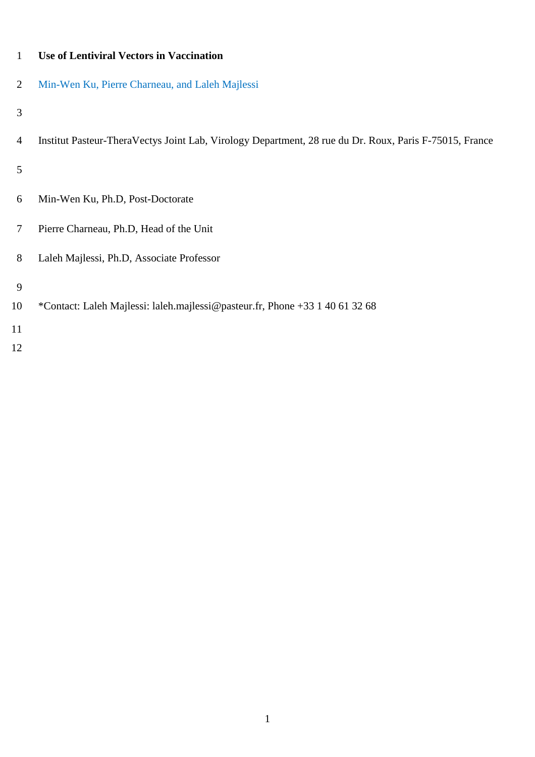# Use of Lentiviral Vectors in Vaccination

Min-Wen Ku, Pierre Charneau, and Laleh Majlessi

Institut Pasteur-TheraVectys Joint Lab, Virology Department, 28 rue du Dr. Roux, Paris F-75015, France

Min-Wen Ku, Ph.D, Post-Doctorate

Pierre Charneau, Ph.D, Head of the Unit

Laleh Majlessi, Ph.D, Associate Professor

*Contact: Laleh Majlessi: laleh.majlessi@pasteur.fr, Phone +33 1 40 61 32 68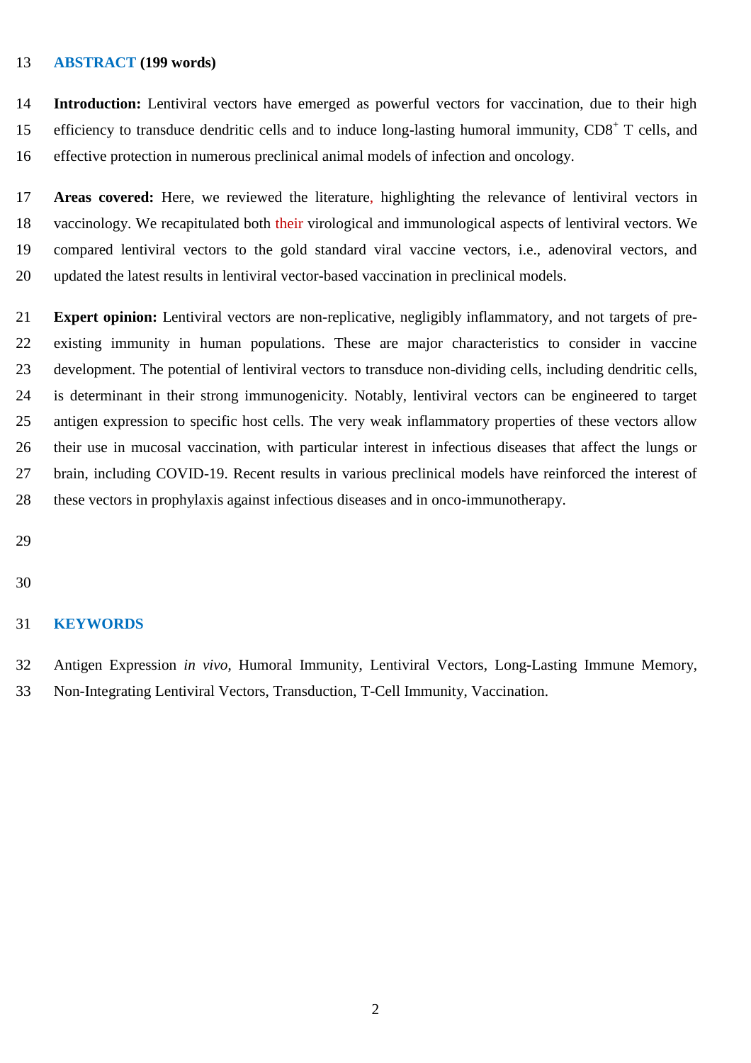## ABSTRACT (199 words)

**Introduction:** Lentiviral vectors have emerged as powerful vectors for vaccination, due to their high efficiency to transduce dendritic cells and to induce long-lasting humoral immunity, $CD8^+$ T cells, and effective protection in numerous preclinical animal models of infection and oncology.

**Areas covered:** Here, we reviewed the literature, highlighting the relevance of lentiviral vectors in vaccinology. We recapitulated both their virological and immunological aspects of lentiviral vectors. We compared lentiviral vectors to the gold standard viral vaccine vectors, i.e., adenoviral vectors, and updated the latest results in lentiviral vector-based vaccination in preclinical models.

**Expert opinion:** Lentiviral vectors are non-replicative, negligibly inflammatory, and not targets of pre-existing immunity in human populations. These are major characteristics to consider in vaccine development. The potential of lentiviral vectors to transduce non-dividing cells, including dendritic cells, is determinant in their strong immunogenicity. Notably, lentiviral vectors can be engineered to target antigen expression to specific host cells. The very weak inflammatory properties of these vectors allow their use in mucosal vaccination, with particular interest in infectious diseases that affect the lungs or brain, including COVID-19. Recent results in various preclinical models have reinforced the interest of these vectors in prophylaxis against infectious diseases and in onco-immunotherapy.

## KEYWORDS

Antigen Expression *in vivo*, Humoral Immunity, Lentiviral Vectors, Long-Lasting Immune Memory, Non-Integrating Lentiviral Vectors, Transduction, T-Cell Immunity, Vaccination.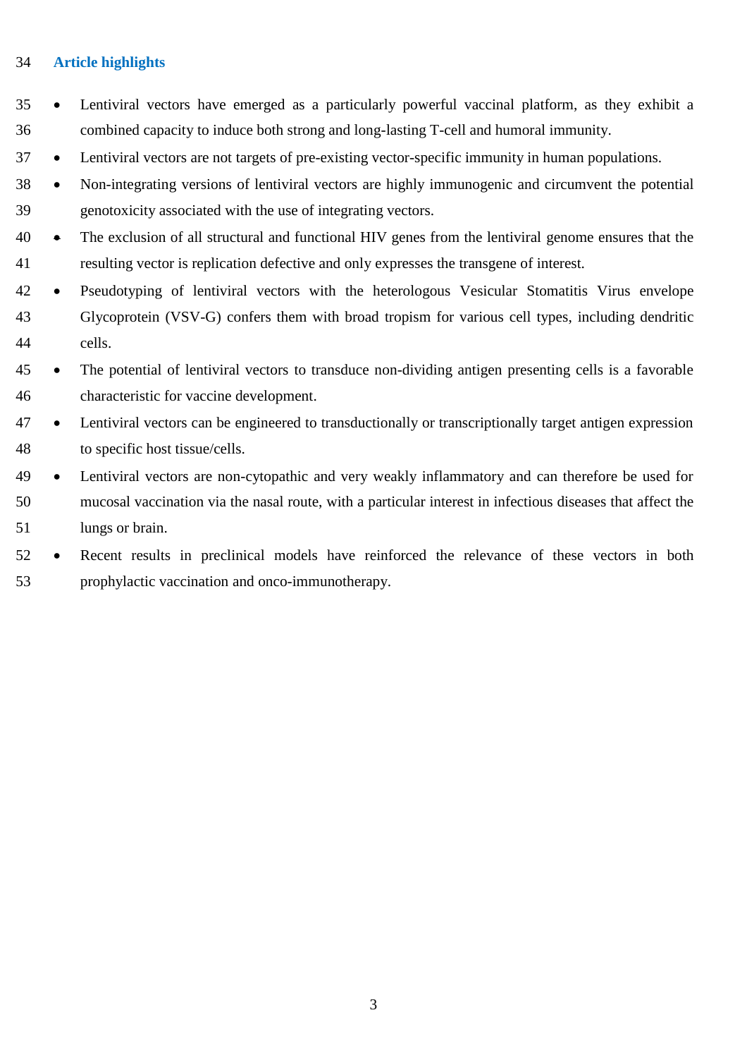## Article highlights

- Lentiviral vectors have emerged as a particularly powerful vaccinal platform, as they exhibit a combined capacity to induce both strong and long-lasting T-cell and humoral immunity.
- Lentiviral vectors are not targets of pre-existing vector-specific immunity in human populations.
- Non-integrating versions of lentiviral vectors are highly immunogenic and circumvent the potential genotoxicity associated with the use of integrating vectors.
- The exclusion of all structural and functional HIV genes from the lentiviral genome ensures that the resulting vector is replication defective and only expresses the transgene of interest.
- Pseudotyping of lentiviral vectors with the heterologous Vesicular Stomatitis Virus envelope Glycoprotein (VSV-G) confers them with broad tropism for various cell types, including dendritic cells.
- The potential of lentiviral vectors to transduce non-dividing antigen presenting cells is a favorable characteristic for vaccine development.
- Lentiviral vectors can be engineered to transductionally or transcriptionally target antigen expression to specific host tissue/cells.
- Lentiviral vectors are non-cytopathic and very weakly inflammatory and can therefore be used for mucosal vaccination via the nasal route, with a particular interest in infectious diseases that affect the lungs or brain.
- Recent results in preclinical models have reinforced the relevance of these vectors in both prophylactic vaccination and onco-immunotherapy.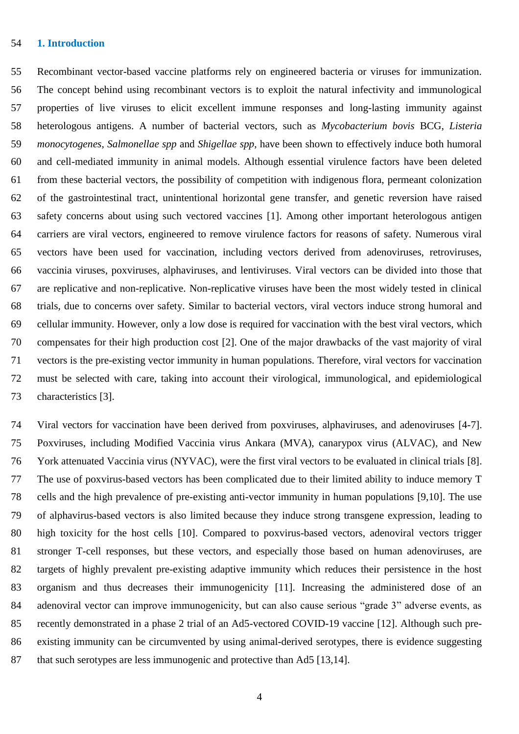## 1. Introduction

Recombinant vector-based vaccine platforms rely on engineered bacteria or viruses for immunization. The concept behind using recombinant vectors is to exploit the natural infectivity and immunological properties of live viruses to elicit excellent immune responses and long-lasting immunity against heterologous antigens. A number of bacterial vectors, such as *Mycobacterium bovis* BCG, *Listeria monocytogenes*, *Salmonellae spp* and *Shigellae spp*, have been shown to effectively induce both humoral and cell-mediated immunity in animal models. Although essential virulence factors have been deleted from these bacterial vectors, the possibility of competition with indigenous flora, permeant colonization of the gastrointestinal tract, unintentional horizontal gene transfer, and genetic reversion have raised safety concerns about using such vectored vaccines [1]. Among other important heterologous antigen carriers are viral vectors, engineered to remove virulence factors for reasons of safety. Numerous viral vectors have been used for vaccination, including vectors derived from adenoviruses, retroviruses, vaccinia viruses, poxviruses, alphaviruses, and lentiviruses. Viral vectors can be divided into those that are replicative and non-replicative. Non-replicative viruses have been the most widely tested in clinical trials, due to concerns over safety. Similar to bacterial vectors, viral vectors induce strong humoral and cellular immunity. However, only a low dose is required for vaccination with the best viral vectors, which compensates for their high production cost [2]. One of the major drawbacks of the vast majority of viral vectors is the pre-existing vector immunity in human populations. Therefore, viral vectors for vaccination must be selected with care, taking into account their virological, immunological, and epidemiological characteristics [3].

Viral vectors for vaccination have been derived from poxviruses, alphaviruses, and adenoviruses [4-7]. Poxviruses, including Modified Vaccinia virus Ankara (MVA), canarypox virus (ALVAC), and New York attenuated Vaccinia virus (NYVAC), were the first viral vectors to be evaluated in clinical trials [8]. The use of poxvirus-based vectors has been complicated due to their limited ability to induce memory T cells and the high prevalence of pre-existing anti-vector immunity in human populations [9,10]. The use of alphavirus-based vectors is also limited because they induce strong transgene expression, leading to high toxicity for the host cells [10]. Compared to poxvirus-based vectors, adenoviral vectors trigger stronger T-cell responses, but these vectors, and especially those based on human adenoviruses, are targets of highly prevalent pre-existing adaptive immunity which reduces their persistence in the host organism and thus decreases their immunogenicity [11]. Increasing the administered dose of an adenoviral vector can improve immunogenicity, but can also cause serious “grade 3” adverse events, as recently demonstrated in a phase 2 trial of an Ad5-vectored COVID-19 vaccine [12]. Although such pre-existing immunity can be circumvented by using animal-derived serotypes, there is evidence suggesting that such serotypes are less immunogenic and protective than Ad5 [13,14].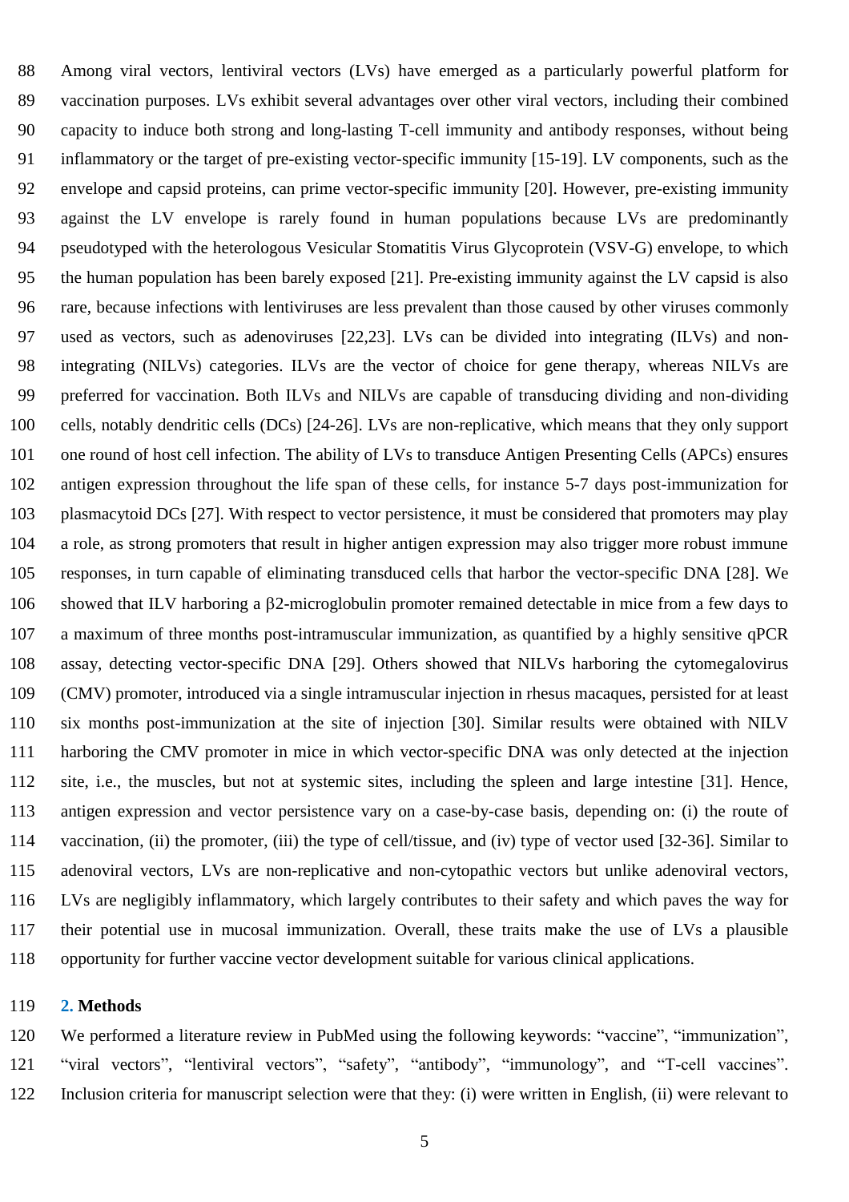Among viral vectors, lentiviral vectors (LVs) have emerged as a particularly powerful platform for vaccination purposes. LVs exhibit several advantages over other viral vectors, including their combined capacity to induce both strong and long-lasting T-cell immunity and antibody responses, without being inflammatory or the target of pre-existing vector-specific immunity [15-19]. LV components, such as the envelope and capsid proteins, can prime vector-specific immunity [20]. However, pre-existing immunity against the LV envelope is rarely found in human populations because LVs are predominantly pseudotyped with the heterologous Vesicular Stomatitis Virus Glycoprotein (VSV-G) envelope, to which the human population has been barely exposed [21]. Pre-existing immunity against the LV capsid is also rare, because infections with lentiviruses are less prevalent than those caused by other viruses commonly used as vectors, such as adenoviruses [22,23]. LVs can be divided into integrating (ILVs) and non-integrating (NILVs) categories. ILVs are the vector of choice for gene therapy, whereas NILVs are preferred for vaccination. Both ILVs and NILVs are capable of transducing dividing and non-dividing cells, notably dendritic cells (DCs) [24-26]. LVs are non-replicative, which means that they only support one round of host cell infection. The ability of LVs to transduce Antigen Presenting Cells (APCs) ensures antigen expression throughout the life span of these cells, for instance 5-7 days post-immunization for plasmacytoid DCs [27]. With respect to vector persistence, it must be considered that promoters may play a role, as strong promoters that result in higher antigen expression may also trigger more robust immune responses, in turn capable of eliminating transduced cells that harbor the vector-specific DNA [28]. We showed that ILV harboring a β2-microglobulin promoter remained detectable in mice from a few days to a maximum of three months post-intramuscular immunization, as quantified by a highly sensitive qPCR assay, detecting vector-specific DNA [29]. Others showed that NILVs harboring the cytomegalovirus (CMV) promoter, introduced via a single intramuscular injection in rhesus macaques, persisted for at least six months post-immunization at the site of injection [30]. Similar results were obtained with NILV harboring the CMV promoter in mice in which vector-specific DNA was only detected at the injection site, i.e., the muscles, but not at systemic sites, including the spleen and large intestine [31]. Hence, antigen expression and vector persistence vary on a case-by-case basis, depending on: (i) the route of vaccination, (ii) the promoter, (iii) the type of cell/tissue, and (iv) type of vector used [32-36]. Similar to adenoviral vectors, LVs are non-replicative and non-cytopathic vectors but unlike adenoviral vectors, LVs are negligibly inflammatory, which largely contributes to their safety and which paves the way for their potential use in mucosal immunization. Overall, these traits make the use of LVs a plausible opportunity for further vaccine vector development suitable for various clinical applications.

## 2. Methods

We performed a literature review in PubMed using the following keywords: "vaccine", "immunization", "viral vectors", "lentiviral vectors", "safety", "antibody", "immunology", and "T-cell vaccines". Inclusion criteria for manuscript selection were that they: (i) were written in English, (ii) were relevant to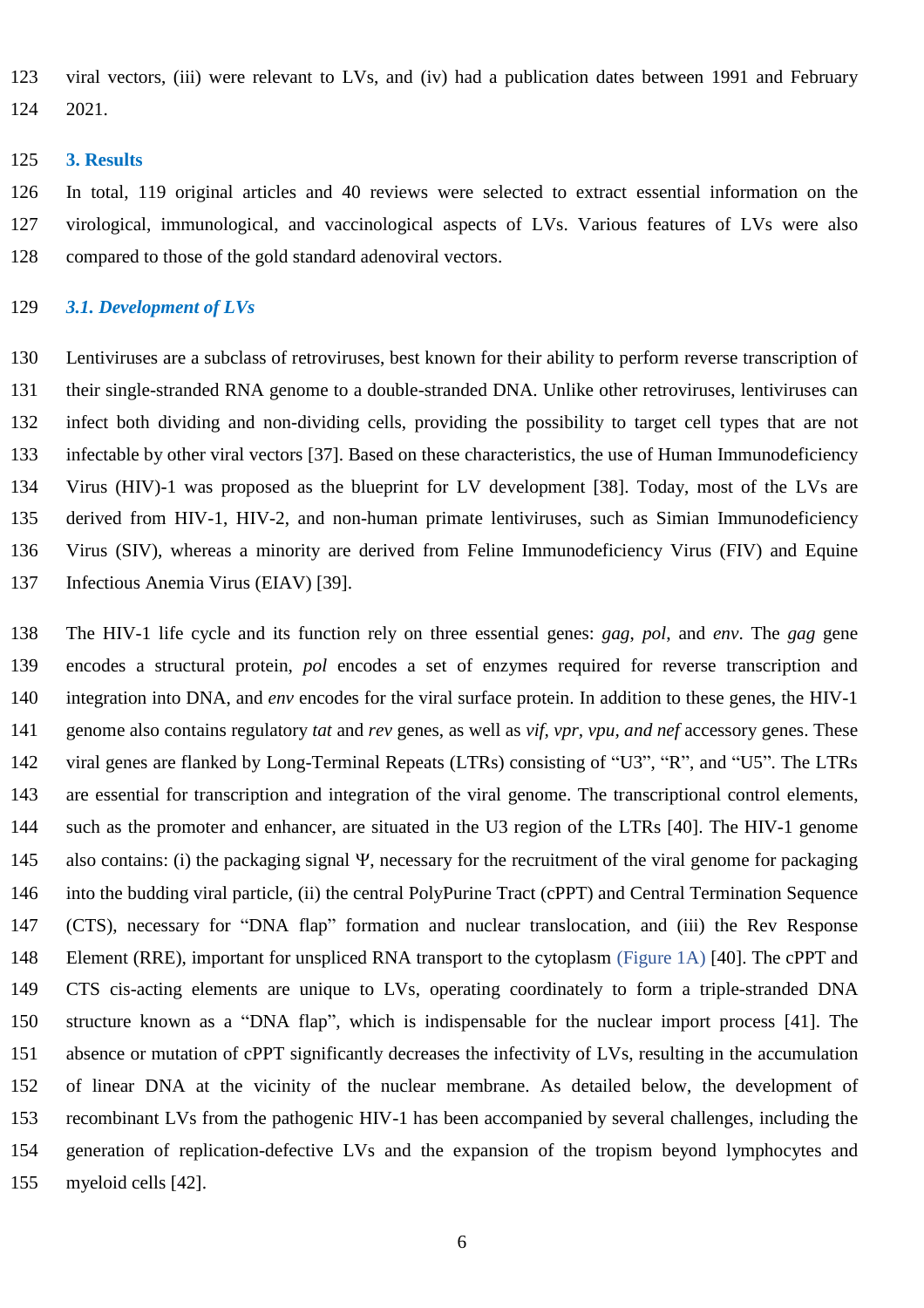viral vectors, (iii) were relevant to LVs, and (iv) had a publication dates between 1991 and February 2021.

## 3. Results

In total, 119 original articles and 40 reviews were selected to extract essential information on the virological, immunological, and vaccinological aspects of LVs. Various features of LVs were also compared to those of the gold standard adenoviral vectors.

### *3.1. Development of LVs*

Lentiviruses are a subclass of retroviruses, best known for their ability to perform reverse transcription of their single-stranded RNA genome to a double-stranded DNA. Unlike other retroviruses, lentiviruses can infect both dividing and non-dividing cells, providing the possibility to target cell types that are not infectable by other viral vectors [37]. Based on these characteristics, the use of Human Immunodeficiency Virus (HIV)-1 was proposed as the blueprint for LV development [38]. Today, most of the LVs are derived from HIV-1, HIV-2, and non-human primate lentiviruses, such as Simian Immunodeficiency Virus (SIV), whereas a minority are derived from Feline Immunodeficiency Virus (FIV) and Equine Infectious Anemia Virus (EIAV) [39].

The HIV-1 life cycle and its function rely on three essential genes: *gag*, *pol*, and *env*. The *gag* gene encodes a structural protein, *pol* encodes a set of enzymes required for reverse transcription and integration into DNA, and *env* encodes for the viral surface protein. In addition to these genes, the HIV-1 genome also contains regulatory *tat* and *rev* genes, as well as *vif, vpr, vpu, and nef* accessory genes. These viral genes are flanked by Long-Terminal Repeats (LTRs) consisting of "U3", "R", and "U5". The LTRs are essential for transcription and integration of the viral genome. The transcriptional control elements, such as the promoter and enhancer, are situated in the U3 region of the LTRs [40]. The HIV-1 genome also contains: (i) the packaging signal Ψ, necessary for the recruitment of the viral genome for packaging into the budding viral particle, (ii) the central PolyPurine Tract (cPPT) and Central Termination Sequence (CTS), necessary for "DNA flap" formation and nuclear translocation, and (iii) the Rev Response Element (RRE), important for unspliced RNA transport to the cytoplasm (Figure 1A) [40]. The cPPT and CTS cis-acting elements are unique to LVs, operating coordinately to form a triple-stranded DNA structure known as a "DNA flap", which is indispensable for the nuclear import process [41]. The absence or mutation of cPPT significantly decreases the infectivity of LVs, resulting in the accumulation of linear DNA at the vicinity of the nuclear membrane. As detailed below, the development of recombinant LVs from the pathogenic HIV-1 has been accompanied by several challenges, including the generation of replication-defective LVs and the expansion of the tropism beyond lymphocytes and myeloid cells [42].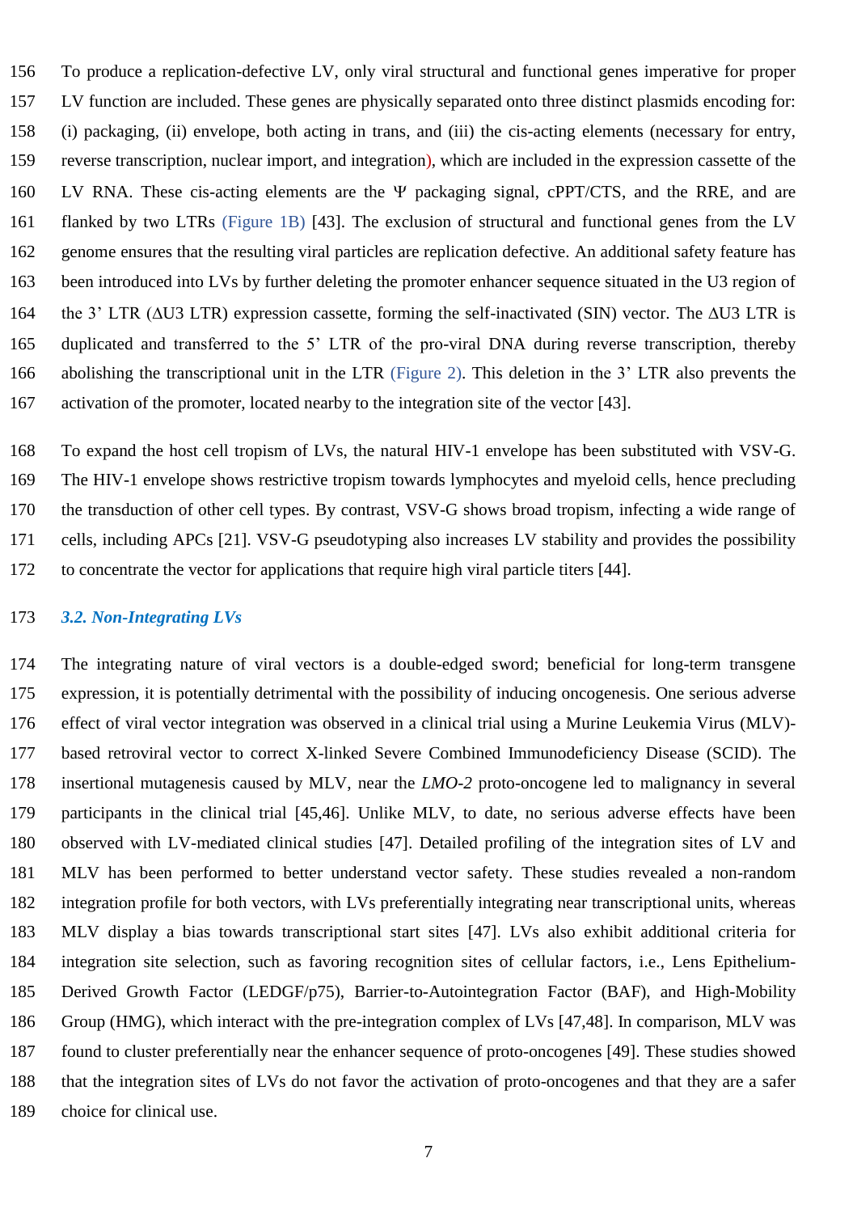To produce a replication-defective LV, only viral structural and functional genes imperative for proper LV function are included. These genes are physically separated onto three distinct plasmids encoding for: (i) packaging, (ii) envelope, both acting in trans, and (iii) the cis-acting elements (necessary for entry, reverse transcription, nuclear import, and integration), which are included in the expression cassette of the LV RNA. These cis-acting elements are the Ψ packaging signal, cPPT/CTS, and the RRE, and are flanked by two LTRs (Figure 1B) [43]. The exclusion of structural and functional genes from the LV genome ensures that the resulting viral particles are replication defective. An additional safety feature has been introduced into LVs by further deleting the promoter enhancer sequence situated in the U3 region of the 3’ LTR (ΔU3 LTR) expression cassette, forming the self-inactivated (SIN) vector. The ΔU3 LTR is duplicated and transferred to the 5’ LTR of the pro-viral DNA during reverse transcription, thereby abolishing the transcriptional unit in the LTR (Figure 2). This deletion in the 3’ LTR also prevents the activation of the promoter, located nearby to the integration site of the vector [43].

To expand the host cell tropism of LVs, the natural HIV-1 envelope has been substituted with VSV-G. The HIV-1 envelope shows restrictive tropism towards lymphocytes and myeloid cells, hence precluding the transduction of other cell types. By contrast, VSV-G shows broad tropism, infecting a wide range of cells, including APCs [21]. VSV-G pseudotyping also increases LV stability and provides the possibility to concentrate the vector for applications that require high viral particle titers [44].

### *3.2. Non-Integrating LVs*

The integrating nature of viral vectors is a double-edged sword; beneficial for long-term transgene expression, it is potentially detrimental with the possibility of inducing oncogenesis. One serious adverse effect of viral vector integration was observed in a clinical trial using a Murine Leukemia Virus (MLV)-based retroviral vector to correct X-linked Severe Combined Immunodeficiency Disease (SCID). The insertional mutagenesis caused by MLV, near the *LMO-2* proto-oncogene led to malignancy in several participants in the clinical trial [45,46]. Unlike MLV, to date, no serious adverse effects have been observed with LV-mediated clinical studies [47]. Detailed profiling of the integration sites of LV and MLV has been performed to better understand vector safety. These studies revealed a non-random integration profile for both vectors, with LVs preferentially integrating near transcriptional units, whereas MLV display a bias towards transcriptional start sites [47]. LVs also exhibit additional criteria for integration site selection, such as favoring recognition sites of cellular factors, i.e., Lens Epithelium-Derived Growth Factor (LEDGF/p75), Barrier-to-Autointegration Factor (BAF), and High-Mobility Group (HMG), which interact with the pre-integration complex of LVs [47,48]. In comparison, MLV was found to cluster preferentially near the enhancer sequence of proto-oncogenes [49]. These studies showed that the integration sites of LVs do not favor the activation of proto-oncogenes and that they are a safer choice for clinical use.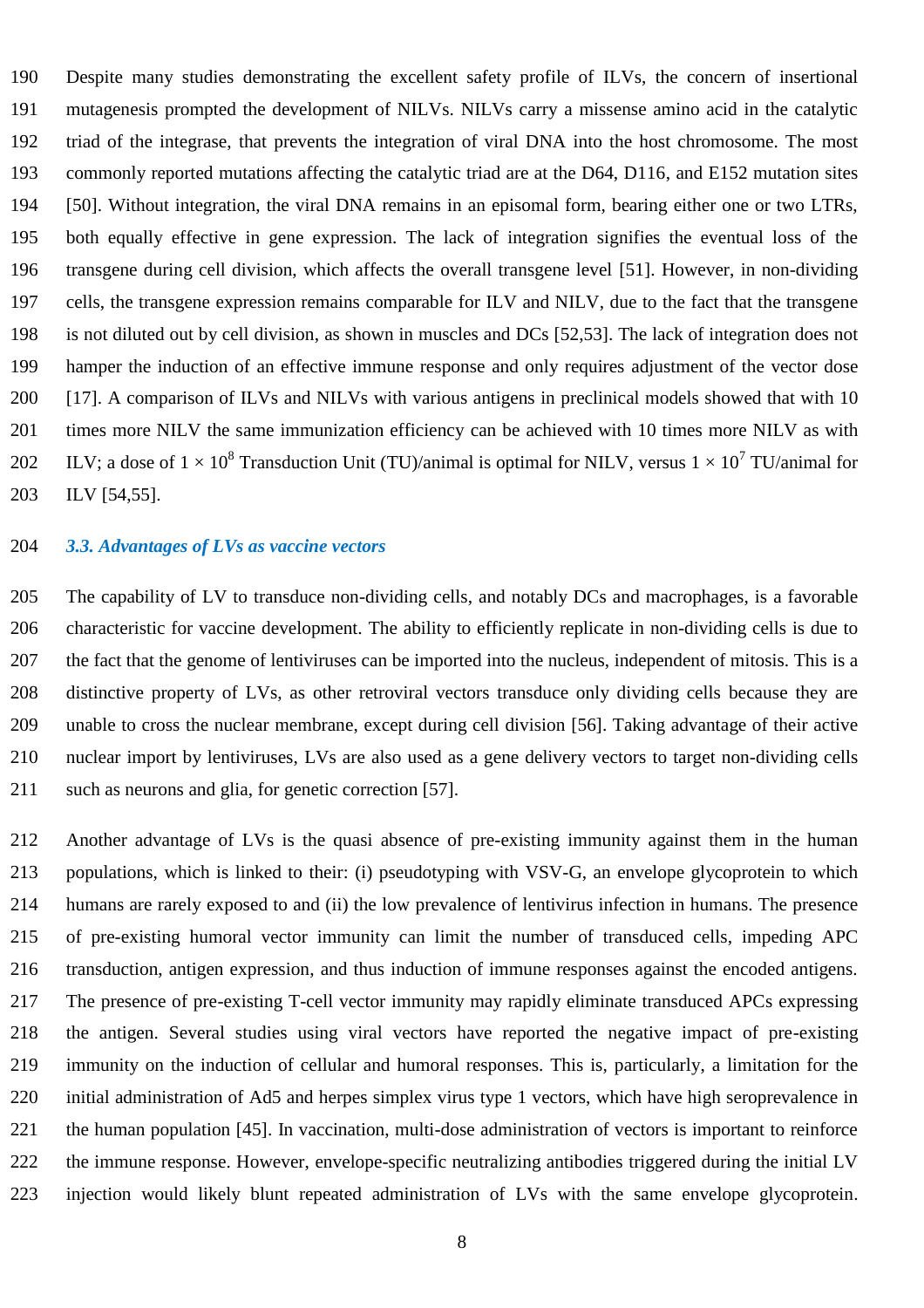Despite many studies demonstrating the excellent safety profile of ILVs, the concern of insertional mutagenesis prompted the development of NILVs. NILVs carry a missense amino acid in the catalytic triad of the integrase, that prevents the integration of viral DNA into the host chromosome. The most commonly reported mutations affecting the catalytic triad are at the D64, D116, and E152 mutation sites [50]. Without integration, the viral DNA remains in an episomal form, bearing either one or two LTRs, both equally effective in gene expression. The lack of integration signifies the eventual loss of the transgene during cell division, which affects the overall transgene level [51]. However, in non-dividing cells, the transgene expression remains comparable for ILV and NILV, due to the fact that the transgene is not diluted out by cell division, as shown in muscles and DCs [52,53]. The lack of integration does not hamper the induction of an effective immune response and only requires adjustment of the vector dose [17]. A comparison of ILVs and NILVs with various antigens in preclinical models showed that with 10 times more NILV the same immunization efficiency can be achieved with 10 times more NILV as with ILV; a dose of $1 \times 10^8$ Transduction Unit (TU)/animal is optimal for NILV, versus $1 \times 10^7$ TU/animal for ILV [54,55].

### *3.3. Advantages of LVs as vaccine vectors*

The capability of LV to transduce non-dividing cells, and notably DCs and macrophages, is a favorable characteristic for vaccine development. The ability to efficiently replicate in non-dividing cells is due to the fact that the genome of lentiviruses can be imported into the nucleus, independent of mitosis. This is a distinctive property of LVs, as other retroviral vectors transduce only dividing cells because they are unable to cross the nuclear membrane, except during cell division [56]. Taking advantage of their active nuclear import by lentiviruses, LVs are also used as a gene delivery vectors to target non-dividing cells such as neurons and glia, for genetic correction [57].

Another advantage of LVs is the quasi absence of pre-existing immunity against them in the human populations, which is linked to their: (i) pseudotyping with VSV-G, an envelope glycoprotein to which humans are rarely exposed to and (ii) the low prevalence of lentivirus infection in humans. The presence of pre-existing humoral vector immunity can limit the number of transduced cells, impeding APC transduction, antigen expression, and thus induction of immune responses against the encoded antigens. The presence of pre-existing T-cell vector immunity may rapidly eliminate transduced APCs expressing the antigen. Several studies using viral vectors have reported the negative impact of pre-existing immunity on the induction of cellular and humoral responses. This is, particularly, a limitation for the initial administration of Ad5 and herpes simplex virus type 1 vectors, which have high seroprevalence in the human population [45]. In vaccination, multi-dose administration of vectors is important to reinforce the immune response. However, envelope-specific neutralizing antibodies triggered during the initial LV injection would likely blunt repeated administration of LVs with the same envelope glycoprotein.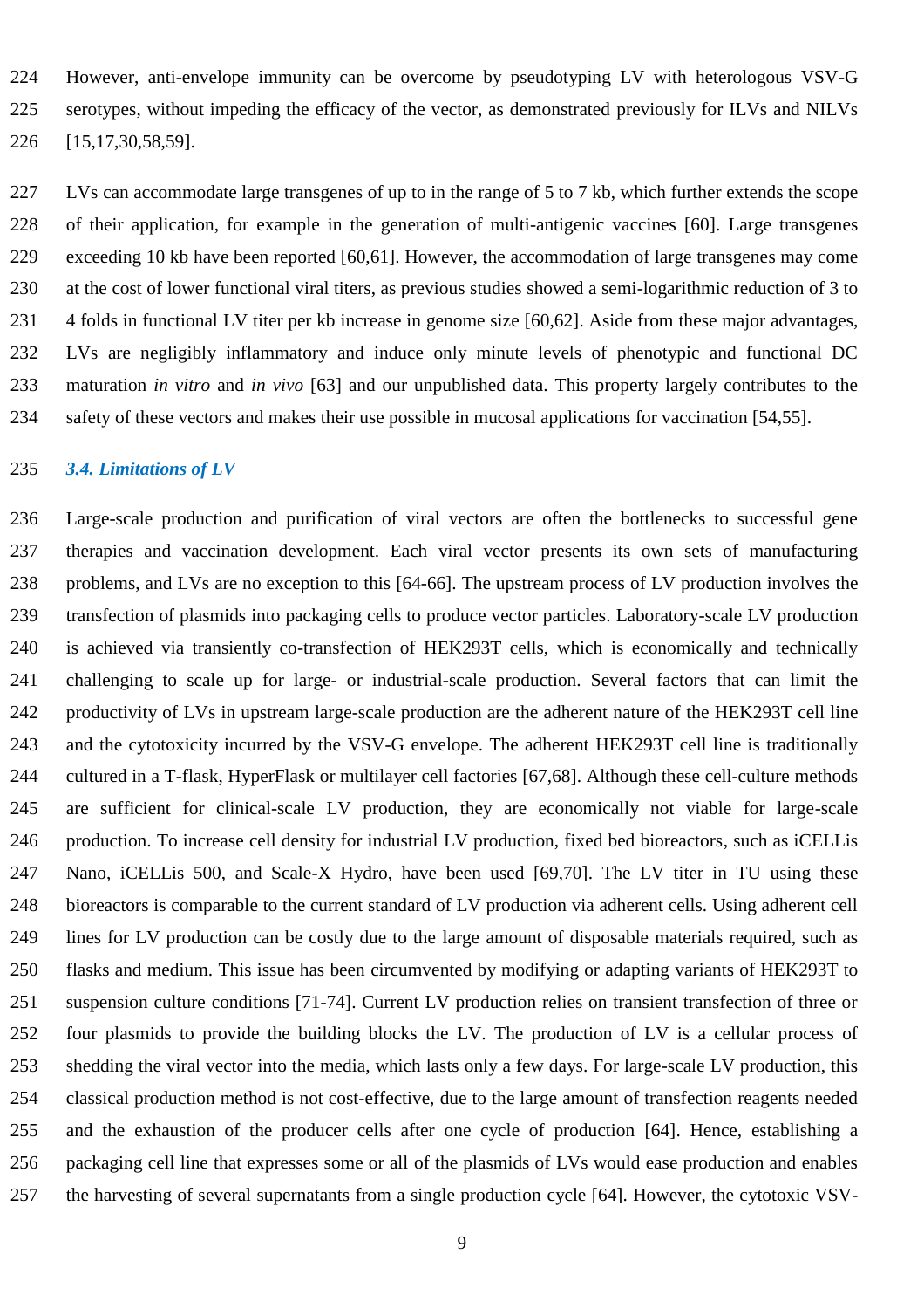However, anti-envelope immunity can be overcome by pseudotyping LV with heterologous VSV-G serotypes, without impeding the efficacy of the vector, as demonstrated previously for ILVs and NILVs [15,17,30,58,59].

LVs can accommodate large transgenes of up to in the range of 5 to 7 kb, which further extends the scope of their application, for example in the generation of multi-antigenic vaccines [60]. Large transgenes exceeding 10 kb have been reported [60,61]. However, the accommodation of large transgenes may come at the cost of lower functional viral titers, as previous studies showed a semi-logarithmic reduction of 3 to 4 folds in functional LV titer per kb increase in genome size [60,62]. Aside from these major advantages, LVs are negligibly inflammatory and induce only minute levels of phenotypic and functional DC maturation *in vitro* and *in vivo* [63] and our unpublished data. This property largely contributes to the safety of these vectors and makes their use possible in mucosal applications for vaccination [54,55].

### 3.4. Limitations of LV

Large-scale production and purification of viral vectors are often the bottlenecks to successful gene therapies and vaccination development. Each viral vector presents its own sets of manufacturing problems, and LVs are no exception to this [64-66]. The upstream process of LV production involves the transfection of plasmids into packaging cells to produce vector particles. Laboratory-scale LV production is achieved via transiently co-transfection of HEK293T cells, which is economically and technically challenging to scale up for large- or industrial-scale production. Several factors that can limit the productivity of LVs in upstream large-scale production are the adherent nature of the HEK293T cell line and the cytotoxicity incurred by the VSV-G envelope. The adherent HEK293T cell line is traditionally cultured in a T-flask, HyperFlask or multilayer cell factories [67,68]. Although these cell-culture methods are sufficient for clinical-scale LV production, they are economically not viable for large-scale production. To increase cell density for industrial LV production, fixed bed bioreactors, such as iCELLis Nano, iCELLis 500, and Scale-X Hydro, have been used [69,70]. The LV titer in TU using these bioreactors is comparable to the current standard of LV production via adherent cells. Using adherent cell lines for LV production can be costly due to the large amount of disposable materials required, such as flasks and medium. This issue has been circumvented by modifying or adapting variants of HEK293T to suspension culture conditions [71-74]. Current LV production relies on transient transfection of three or four plasmids to provide the building blocks the LV. The production of LV is a cellular process of shedding the viral vector into the media, which lasts only a few days. For large-scale LV production, this classical production method is not cost-effective, due to the large amount of transfection reagents needed and the exhaustion of the producer cells after one cycle of production [64]. Hence, establishing a packaging cell line that expresses some or all of the plasmids of LVs would ease production and enables the harvesting of several supernatants from a single production cycle [64]. However, the cytotoxic VSV-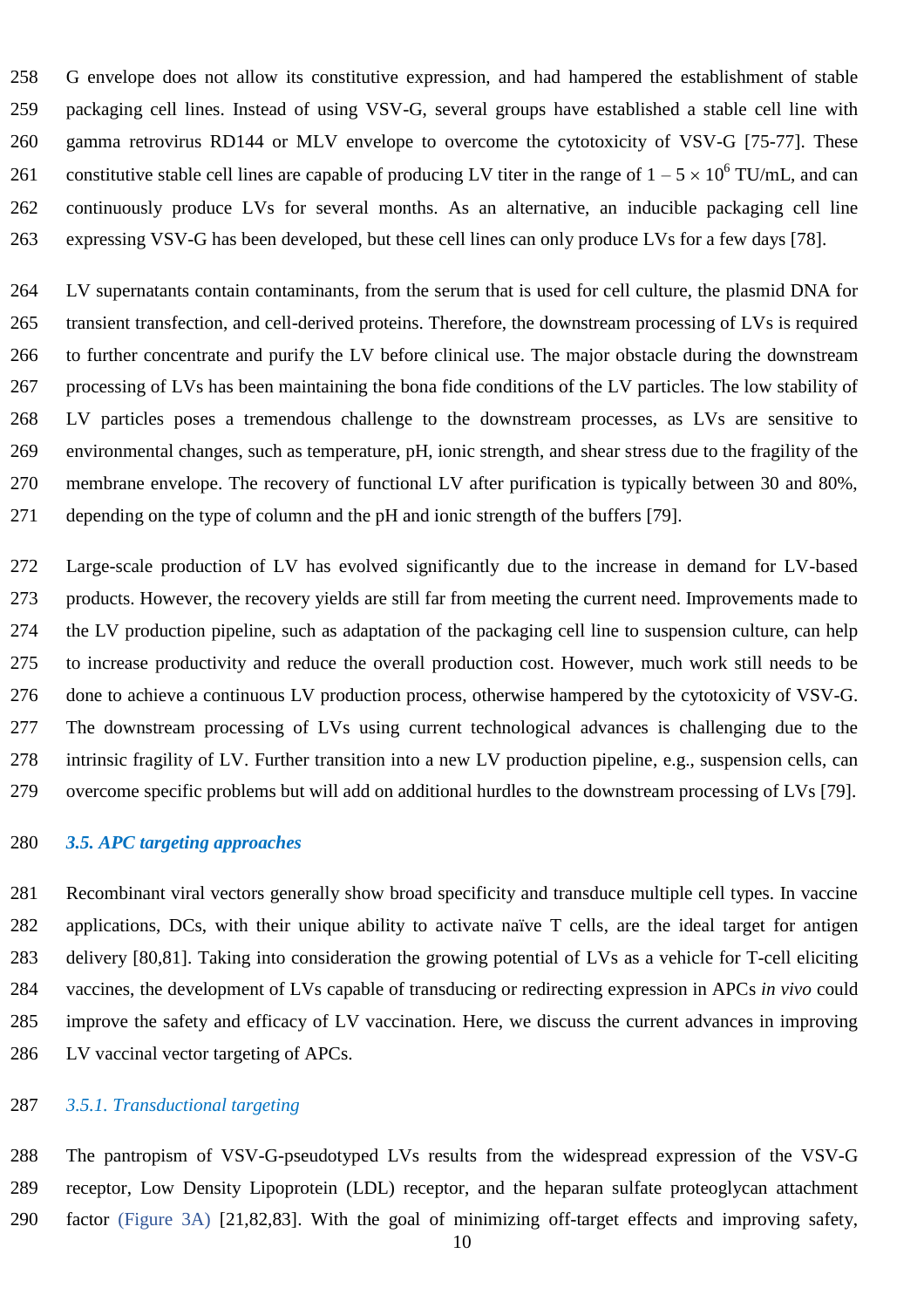G envelope does not allow its constitutive expression, and had hampered the establishment of stable packaging cell lines. Instead of using VSV-G, several groups have established a stable cell line with gamma retrovirus RD144 or MLV envelope to overcome the cytotoxicity of VSV-G [75-77]. These constitutive stable cell lines are capable of producing LV titer in the range of $1 – 5 \times 10^6$ TU/mL, and can continuously produce LVs for several months. As an alternative, an inducible packaging cell line expressing VSV-G has been developed, but these cell lines can only produce LVs for a few days [78].

LV supernatants contain contaminants, from the serum that is used for cell culture, the plasmid DNA for transient transfection, and cell-derived proteins. Therefore, the downstream processing of LVs is required to further concentrate and purify the LV before clinical use. The major obstacle during the downstream processing of LVs has been maintaining the bona fide conditions of the LV particles. The low stability of LV particles poses a tremendous challenge to the downstream processes, as LVs are sensitive to environmental changes, such as temperature, pH, ionic strength, and shear stress due to the fragility of the membrane envelope. The recovery of functional LV after purification is typically between 30 and 80%, depending on the type of column and the pH and ionic strength of the buffers [79].

Large-scale production of LV has evolved significantly due to the increase in demand for LV-based products. However, the recovery yields are still far from meeting the current need. Improvements made to the LV production pipeline, such as adaptation of the packaging cell line to suspension culture, can help to increase productivity and reduce the overall production cost. However, much work still needs to be done to achieve a continuous LV production process, otherwise hampered by the cytotoxicity of VSV-G. The downstream processing of LVs using current technological advances is challenging due to the intrinsic fragility of LV. Further transition into a new LV production pipeline, e.g., suspension cells, can overcome specific problems but will add on additional hurdles to the downstream processing of LVs [79].

### *3.5. APC targeting approaches*

Recombinant viral vectors generally show broad specificity and transduce multiple cell types. In vaccine applications, DCs, with their unique ability to activate naïve T cells, are the ideal target for antigen delivery [80,81]. Taking into consideration the growing potential of LVs as a vehicle for T-cell eliciting vaccines, the development of LVs capable of transducing or redirecting expression in APCs *in vivo* could improve the safety and efficacy of LV vaccination. Here, we discuss the current advances in improving LV vaccinal vector targeting of APCs.

#### *3.5.1. Transductional targeting*

The pantropism of VSV-G-pseudotyped LVs results from the widespread expression of the VSV-G receptor, Low Density Lipoprotein (LDL) receptor, and the heparan sulfate proteoglycan attachment factor (Figure 3A) [21,82,83]. With the goal of minimizing off-target effects and improving safety,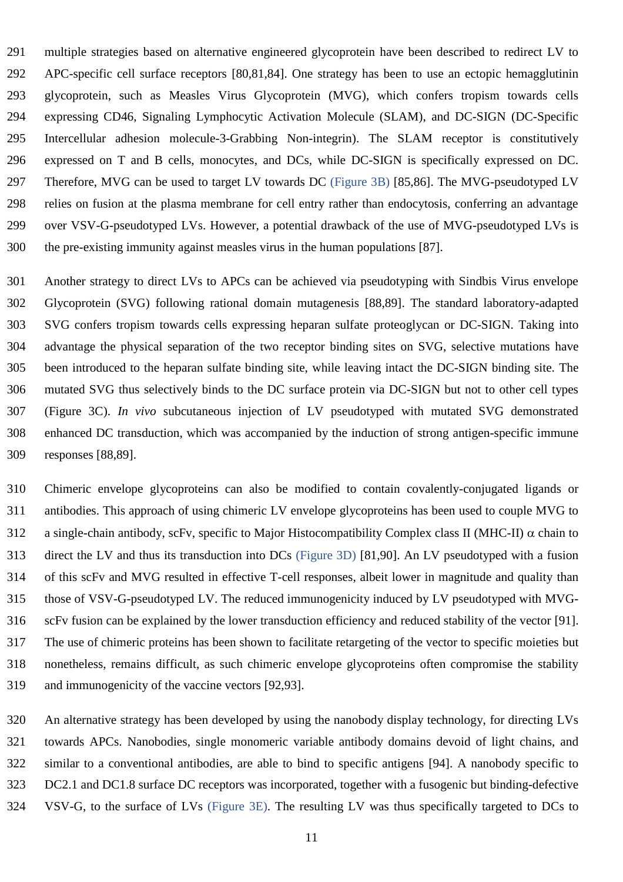multiple strategies based on alternative engineered glycoprotein have been described to redirect LV to APC-specific cell surface receptors [80,81,84]. One strategy has been to use an ectopic hemagglutinin glycoprotein, such as Measles Virus Glycoprotein (MVG), which confers tropism towards cells expressing CD46, Signaling Lymphocytic Activation Molecule (SLAM), and DC-SIGN (DC-Specific Intercellular adhesion molecule-3-Grabbing Non-integrin). The SLAM receptor is constitutively expressed on T and B cells, monocytes, and DCs, while DC-SIGN is specifically expressed on DC. Therefore, MVG can be used to target LV towards DC (Figure 3B) [85,86]. The MVG-pseudotyped LV relies on fusion at the plasma membrane for cell entry rather than endocytosis, conferring an advantage over VSV-G-pseudotyped LVs. However, a potential drawback of the use of MVG-pseudotyped LVs is the pre-existing immunity against measles virus in the human populations [87].

Another strategy to direct LVs to APCs can be achieved via pseudotyping with Sindbis Virus envelope Glycoprotein (SVG) following rational domain mutagenesis [88,89]. The standard laboratory-adapted SVG confers tropism towards cells expressing heparan sulfate proteoglycan or DC-SIGN. Taking into advantage the physical separation of the two receptor binding sites on SVG, selective mutations have been introduced to the heparan sulfate binding site, while leaving intact the DC-SIGN binding site. The mutated SVG thus selectively binds to the DC surface protein via DC-SIGN but not to other cell types (Figure 3C). *In vivo* subcutaneous injection of LV pseudotyped with mutated SVG demonstrated enhanced DC transduction, which was accompanied by the induction of strong antigen-specific immune responses [88,89].

Chimeric envelope glycoproteins can also be modified to contain covalently-conjugated ligands or antibodies. This approach of using chimeric LV envelope glycoproteins has been used to couple MVG to a single-chain antibody, scFv, specific to Major Histocompatibility Complex class II (MHC-II) $\alpha$ chain to direct the LV and thus its transduction into DCs (Figure 3D) [81,90]. An LV pseudotyped with a fusion of this scFv and MVG resulted in effective T-cell responses, albeit lower in magnitude and quality than those of VSV-G-pseudotyped LV. The reduced immunogenicity induced by LV pseudotyped with MVG-scFv fusion can be explained by the lower transduction efficiency and reduced stability of the vector [91]. The use of chimeric proteins has been shown to facilitate retargeting of the vector to specific moieties but nonetheless, remains difficult, as such chimeric envelope glycoproteins often compromise the stability and immunogenicity of the vaccine vectors [92,93].

An alternative strategy has been developed by using the nanobody display technology, for directing LVs towards APCs. Nanobodies, single monomeric variable antibody domains devoid of light chains, and similar to a conventional antibodies, are able to bind to specific antigens [94]. A nanobody specific to DC2.1 and DC1.8 surface DC receptors was incorporated, together with a fusogenic but binding-defective VSV-G, to the surface of LVs (Figure 3E). The resulting LV was thus specifically targeted to DCs to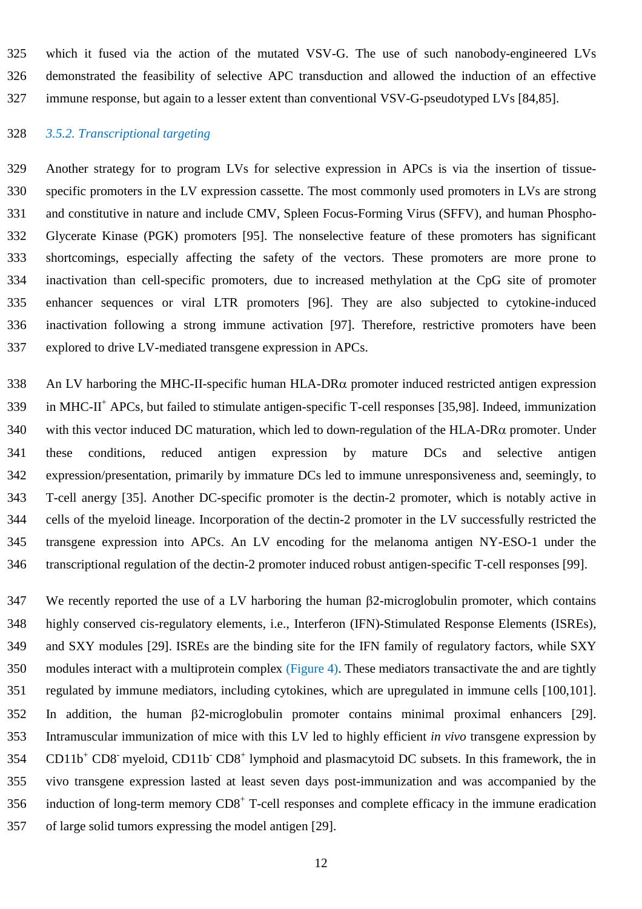which it fused via the action of the mutated VSV-G. The use of such nanobody-engineered LVs demonstrated the feasibility of selective APC transduction and allowed the induction of an effective immune response, but again to a lesser extent than conventional VSV-G-pseudotyped LVs [84,85].

#### *3.5.2. Transcriptional targeting*

Another strategy for to program LVs for selective expression in APCs is via the insertion of tissue-specific promoters in the LV expression cassette. The most commonly used promoters in LVs are strong and constitutive in nature and include CMV, Spleen Focus-Forming Virus (SFFV), and human Phospho-Glycerate Kinase (PGK) promoters [95]. The nonselective feature of these promoters has significant shortcomings, especially affecting the safety of the vectors. These promoters are more prone to inactivation than cell-specific promoters, due to increased methylation at the CpG site of promoter enhancer sequences or viral LTR promoters [96]. They are also subjected to cytokine-induced inactivation following a strong immune activation [97]. Therefore, restrictive promoters have been explored to drive LV-mediated transgene expression in APCs.

An LV harboring the MHC-II-specific human HLA-DRα promoter induced restricted antigen expression in MHC-II$^+$ APCs, but failed to stimulate antigen-specific T-cell responses [35,98]. Indeed, immunization with this vector induced DC maturation, which led to down-regulation of the HLA-DRα promoter. Under these conditions, reduced antigen expression by mature DCs and selective antigen expression/presentation, primarily by immature DCs led to immune unresponsiveness and, seemingly, to T-cell anergy [35]. Another DC-specific promoter is the dectin-2 promoter, which is notably active in cells of the myeloid lineage. Incorporation of the dectin-2 promoter in the LV successfully restricted the transgene expression into APCs. An LV encoding for the melanoma antigen NY-ESO-1 under the transcriptional regulation of the dectin-2 promoter induced robust antigen-specific T-cell responses [99].

We recently reported the use of a LV harboring the human β2-microglobulin promoter, which contains highly conserved cis-regulatory elements, i.e., Interferon (IFN)-Stimulated Response Elements (ISREs), and SXY modules [29]. ISREs are the binding site for the IFN family of regulatory factors, while SXY modules interact with a multiprotein complex (Figure 4). These mediators transactivate the and are tightly regulated by immune mediators, including cytokines, which are upregulated in immune cells [100,101]. In addition, the human β2-microglobulin promoter contains minimal proximal enhancers [29]. Intramuscular immunization of mice with this LV led to highly efficient *in vivo* transgene expression by CD11b$^+$ CD8$^-$ myeloid, CD11b$^-$ CD8$^+$ lymphoid and plasmacytoid DC subsets. In this framework, the in vivo transgene expression lasted at least seven days post-immunization and was accompanied by the induction of long-term memory CD8$^+$ T-cell responses and complete efficacy in the immune eradication of large solid tumors expressing the model antigen [29].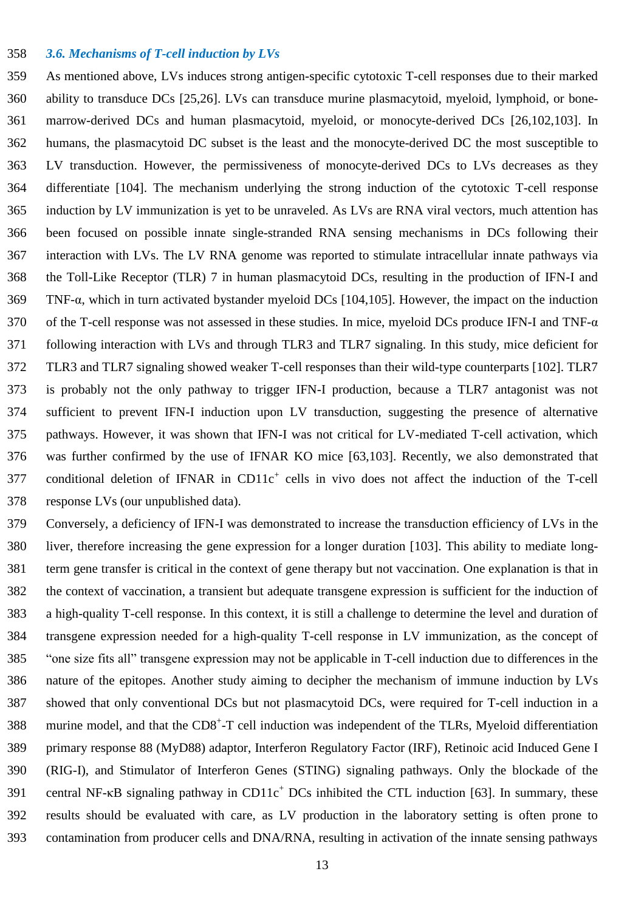### *3.6. Mechanisms of T-cell induction by LVs*

As mentioned above, LVs induces strong antigen-specific cytotoxic T-cell responses due to their marked ability to transduce DCs [25,26]. LVs can transduce murine plasmacytoid, myeloid, lymphoid, or bone-marrow-derived DCs and human plasmacytoid, myeloid, or monocyte-derived DCs [26,102,103]. In humans, the plasmacytoid DC subset is the least and the monocyte-derived DC the most susceptible to LV transduction. However, the permissiveness of monocyte-derived DCs to LVs decreases as they differentiate [104]. The mechanism underlying the strong induction of the cytotoxic T-cell response induction by LV immunization is yet to be unraveled. As LVs are RNA viral vectors, much attention has been focused on possible innate single-stranded RNA sensing mechanisms in DCs following their interaction with LVs. The LV RNA genome was reported to stimulate intracellular innate pathways via the Toll-Like Receptor (TLR) 7 in human plasmacytoid DCs, resulting in the production of IFN-I and TNF-α, which in turn activated bystander myeloid DCs [104,105]. However, the impact on the induction of the T-cell response was not assessed in these studies. In mice, myeloid DCs produce IFN-I and TNF-α following interaction with LVs and through TLR3 and TLR7 signaling. In this study, mice deficient for TLR3 and TLR7 signaling showed weaker T-cell responses than their wild-type counterparts [102]. TLR7 is probably not the only pathway to trigger IFN-I production, because a TLR7 antagonist was not sufficient to prevent IFN-I induction upon LV transduction, suggesting the presence of alternative pathways. However, it was shown that IFN-I was not critical for LV-mediated T-cell activation, which was further confirmed by the use of IFNAR KO mice [63,103]. Recently, we also demonstrated that conditional deletion of IFNAR in $CD11c^+$ cells in vivo does not affect the induction of the T-cell response LVs (our unpublished data).

Conversely, a deficiency of IFN-I was demonstrated to increase the transduction efficiency of LVs in the liver, therefore increasing the gene expression for a longer duration [103]. This ability to mediate long-term gene transfer is critical in the context of gene therapy but not vaccination. One explanation is that in the context of vaccination, a transient but adequate transgene expression is sufficient for the induction of a high-quality T-cell response. In this context, it is still a challenge to determine the level and duration of transgene expression needed for a high-quality T-cell response in LV immunization, as the concept of "one size fits all" transgene expression may not be applicable in T-cell induction due to differences in the nature of the epitopes. Another study aiming to decipher the mechanism of immune induction by LVs showed that only conventional DCs but not plasmacytoid DCs, were required for T-cell induction in a murine model, and that the $CD8^+$-T cell induction was independent of the TLRs, Myeloid differentiation primary response 88 (MyD88) adaptor, Interferon Regulatory Factor (IRF), Retinoic acid Induced Gene I (RIG-I), and Stimulator of Interferon Genes (STING) signaling pathways. Only the blockade of the central NF-κB signaling pathway in $CD11c^+$ DCs inhibited the CTL induction [63]. In summary, these results should be evaluated with care, as LV production in the laboratory setting is often prone to contamination from producer cells and DNA/RNA, resulting in activation of the innate sensing pathways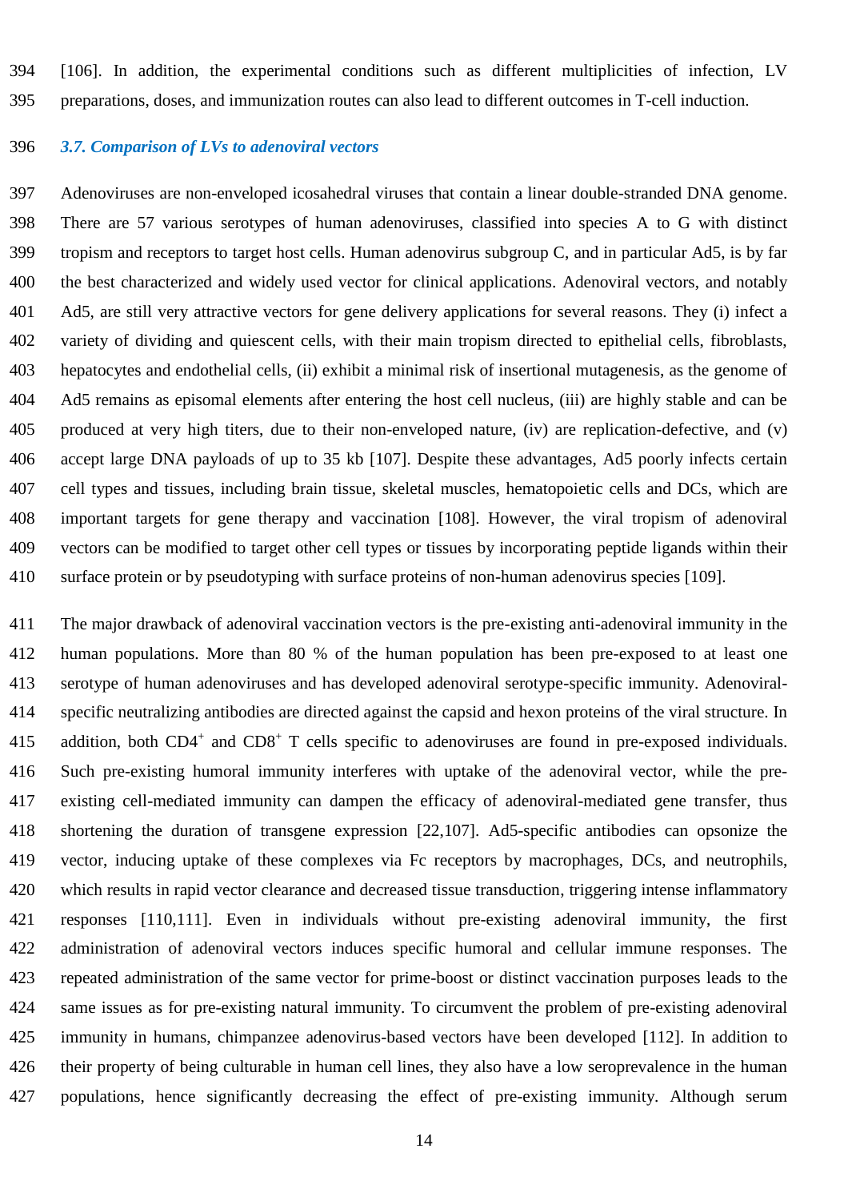[106]. In addition, the experimental conditions such as different multiplicities of infection, LV preparations, doses, and immunization routes can also lead to different outcomes in T-cell induction.

### *3.7. Comparison of LVs to adenoviral vectors*

Adenoviruses are non-enveloped icosahedral viruses that contain a linear double-stranded DNA genome. There are 57 various serotypes of human adenoviruses, classified into species A to G with distinct tropism and receptors to target host cells. Human adenovirus subgroup C, and in particular Ad5, is by far the best characterized and widely used vector for clinical applications. Adenoviral vectors, and notably Ad5, are still very attractive vectors for gene delivery applications for several reasons. They (i) infect a variety of dividing and quiescent cells, with their main tropism directed to epithelial cells, fibroblasts, hepatocytes and endothelial cells, (ii) exhibit a minimal risk of insertional mutagenesis, as the genome of Ad5 remains as episomal elements after entering the host cell nucleus, (iii) are highly stable and can be produced at very high titers, due to their non-enveloped nature, (iv) are replication-defective, and (v) accept large DNA payloads of up to 35 kb [107]. Despite these advantages, Ad5 poorly infects certain cell types and tissues, including brain tissue, skeletal muscles, hematopoietic cells and DCs, which are important targets for gene therapy and vaccination [108]. However, the viral tropism of adenoviral vectors can be modified to target other cell types or tissues by incorporating peptide ligands within their surface protein or by pseudotyping with surface proteins of non-human adenovirus species [109].

The major drawback of adenoviral vaccination vectors is the pre-existing anti-adenoviral immunity in the human populations. More than 80 % of the human population has been pre-exposed to at least one serotype of human adenoviruses and has developed adenoviral serotype-specific immunity. Adenoviral-specific neutralizing antibodies are directed against the capsid and hexon proteins of the viral structure. In addition, both $CD4^+$ and $CD8^+$ T cells specific to adenoviruses are found in pre-exposed individuals. Such pre-existing humoral immunity interferes with uptake of the adenoviral vector, while the pre-existing cell-mediated immunity can dampen the efficacy of adenoviral-mediated gene transfer, thus shortening the duration of transgene expression [22,107]. Ad5-specific antibodies can opsonize the vector, inducing uptake of these complexes via Fc receptors by macrophages, DCs, and neutrophils, which results in rapid vector clearance and decreased tissue transduction, triggering intense inflammatory responses [110,111]. Even in individuals without pre-existing adenoviral immunity, the first administration of adenoviral vectors induces specific humoral and cellular immune responses. The repeated administration of the same vector for prime-boost or distinct vaccination purposes leads to the same issues as for pre-existing natural immunity. To circumvent the problem of pre-existing adenoviral immunity in humans, chimpanzee adenovirus-based vectors have been developed [112]. In addition to their property of being culturable in human cell lines, they also have a low seroprevalence in the human populations, hence significantly decreasing the effect of pre-existing immunity. Although serum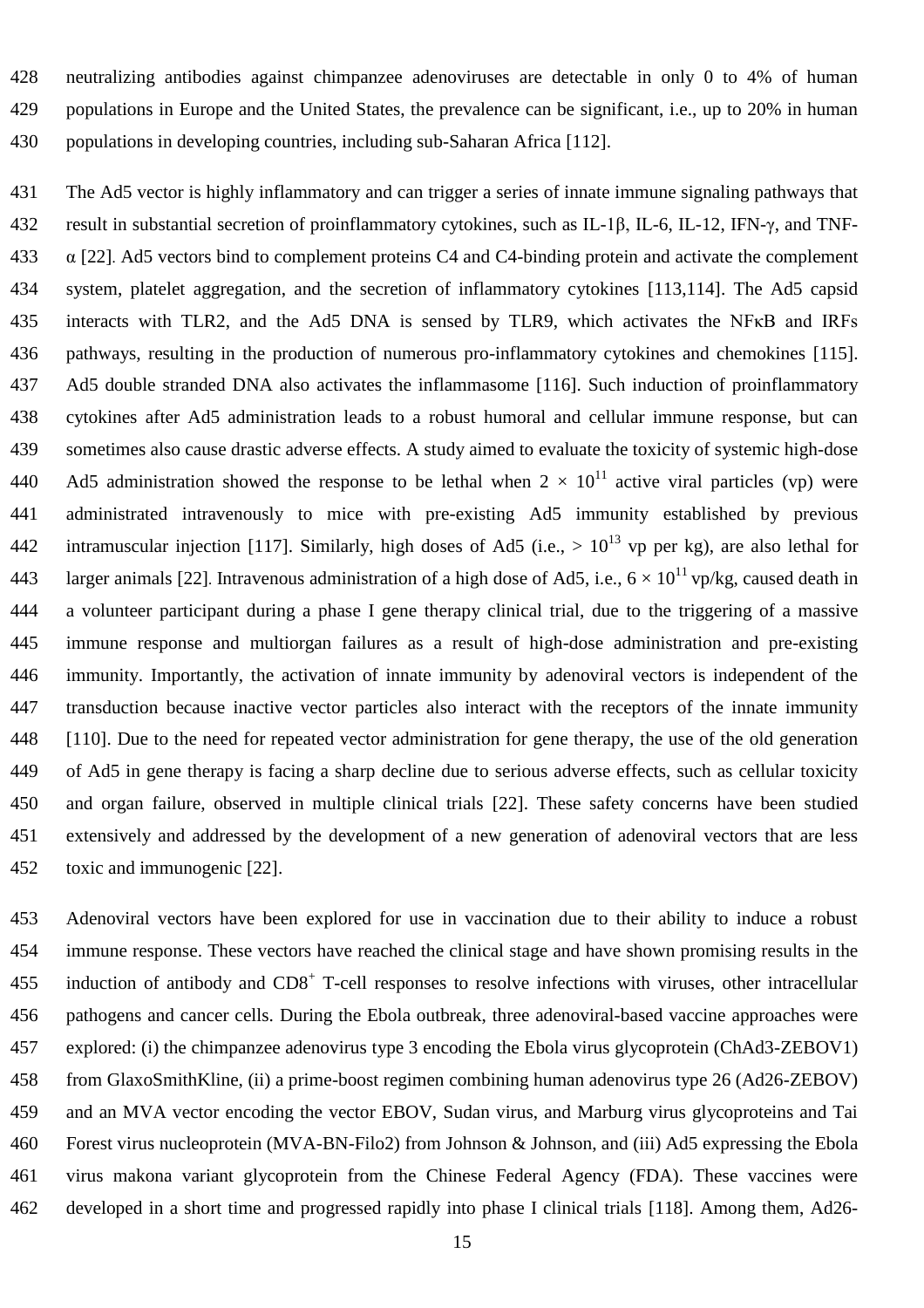neutralizing antibodies against chimpanzee adenoviruses are detectable in only 0 to 4% of human populations in Europe and the United States, the prevalence can be significant, i.e., up to 20% in human populations in developing countries, including sub-Saharan Africa [112].

The Ad5 vector is highly inflammatory and can trigger a series of innate immune signaling pathways that result in substantial secretion of proinflammatory cytokines, such as IL-1β, IL-6, IL-12, IFN-γ, and TNF-α [22]. Ad5 vectors bind to complement proteins C4 and C4-binding protein and activate the complement system, platelet aggregation, and the secretion of inflammatory cytokines [113,114]. The Ad5 capsid interacts with TLR2, and the Ad5 DNA is sensed by TLR9, which activates the NFκB and IRFs pathways, resulting in the production of numerous pro-inflammatory cytokines and chemokines [115]. Ad5 double stranded DNA also activates the inflammasome [116]. Such induction of proinflammatory cytokines after Ad5 administration leads to a robust humoral and cellular immune response, but can sometimes also cause drastic adverse effects. A study aimed to evaluate the toxicity of systemic high-dose Ad5 administration showed the response to be lethal when $2 \times 10^{11}$ active viral particles (vp) were administrated intravenously to mice with pre-existing Ad5 immunity established by previous intramuscular injection [117]. Similarly, high doses of Ad5 (i.e., $> 10^{13}$ vp per kg), are also lethal for larger animals [22]. Intravenous administration of a high dose of Ad5, i.e., $6 \times 10^{11}$ vp/kg, caused death in a volunteer participant during a phase I gene therapy clinical trial, due to the triggering of a massive immune response and multiorgan failures as a result of high-dose administration and pre-existing immunity. Importantly, the activation of innate immunity by adenoviral vectors is independent of the transduction because inactive vector particles also interact with the receptors of the innate immunity [110]. Due to the need for repeated vector administration for gene therapy, the use of the old generation of Ad5 in gene therapy is facing a sharp decline due to serious adverse effects, such as cellular toxicity and organ failure, observed in multiple clinical trials [22]. These safety concerns have been studied extensively and addressed by the development of a new generation of adenoviral vectors that are less toxic and immunogenic [22].

Adenoviral vectors have been explored for use in vaccination due to their ability to induce a robust immune response. These vectors have reached the clinical stage and have shown promising results in the induction of antibody and $CD8^+$ T-cell responses to resolve infections with viruses, other intracellular pathogens and cancer cells. During the Ebola outbreak, three adenoviral-based vaccine approaches were explored: (i) the chimpanzee adenovirus type 3 encoding the Ebola virus glycoprotein (ChAd3-ZEBOV1) from GlaxoSmithKline, (ii) a prime-boost regimen combining human adenovirus type 26 (Ad26-ZEBOV) and an MVA vector encoding the vector EBOV, Sudan virus, and Marburg virus glycoproteins and Tai Forest virus nucleoprotein (MVA-BN-Filo2) from Johnson & Johnson, and (iii) Ad5 expressing the Ebola virus makona variant glycoprotein from the Chinese Federal Agency (FDA). These vaccines were developed in a short time and progressed rapidly into phase I clinical trials [118]. Among them, Ad26-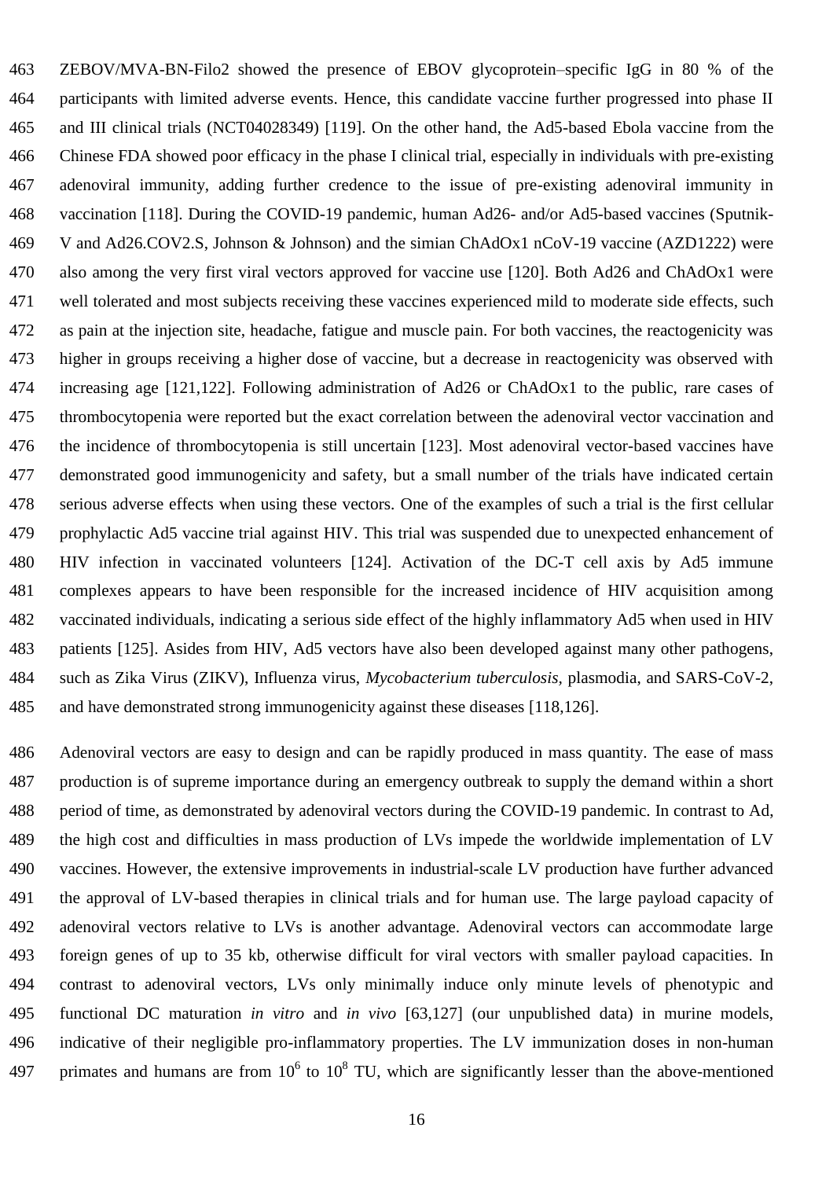ZEBOV/MVA-BN-Filo2 showed the presence of EBOV glycoprotein–specific IgG in 80 % of the participants with limited adverse events. Hence, this candidate vaccine further progressed into phase II and III clinical trials (NCT04028349) [119]. On the other hand, the Ad5-based Ebola vaccine from the Chinese FDA showed poor efficacy in the phase I clinical trial, especially in individuals with pre-existing adenoviral immunity, adding further credence to the issue of pre-existing adenoviral immunity in vaccination [118]. During the COVID-19 pandemic, human Ad26- and/or Ad5-based vaccines (Sputnik-V and Ad26.COV2.S, Johnson & Johnson) and the simian ChAdOx1 nCoV-19 vaccine (AZD1222) were also among the very first viral vectors approved for vaccine use [120]. Both Ad26 and ChAdOx1 were well tolerated and most subjects receiving these vaccines experienced mild to moderate side effects, such as pain at the injection site, headache, fatigue and muscle pain. For both vaccines, the reactogenicity was higher in groups receiving a higher dose of vaccine, but a decrease in reactogenicity was observed with increasing age [121,122]. Following administration of Ad26 or ChAdOx1 to the public, rare cases of thrombocytopenia were reported but the exact correlation between the adenoviral vector vaccination and the incidence of thrombocytopenia is still uncertain [123]. Most adenoviral vector-based vaccines have demonstrated good immunogenicity and safety, but a small number of the trials have indicated certain serious adverse effects when using these vectors. One of the examples of such a trial is the first cellular prophylactic Ad5 vaccine trial against HIV. This trial was suspended due to unexpected enhancement of HIV infection in vaccinated volunteers [124]. Activation of the DC-T cell axis by Ad5 immune complexes appears to have been responsible for the increased incidence of HIV acquisition among vaccinated individuals, indicating a serious side effect of the highly inflammatory Ad5 when used in HIV patients [125]. Asides from HIV, Ad5 vectors have also been developed against many other pathogens, such as Zika Virus (ZIKV), Influenza virus, *Mycobacterium tuberculosis*, plasmodia, and SARS-CoV-2, and have demonstrated strong immunogenicity against these diseases [118,126].

Adenoviral vectors are easy to design and can be rapidly produced in mass quantity. The ease of mass production is of supreme importance during an emergency outbreak to supply the demand within a short period of time, as demonstrated by adenoviral vectors during the COVID-19 pandemic. In contrast to Ad, the high cost and difficulties in mass production of LVs impede the worldwide implementation of LV vaccines. However, the extensive improvements in industrial-scale LV production have further advanced the approval of LV-based therapies in clinical trials and for human use. The large payload capacity of adenoviral vectors relative to LVs is another advantage. Adenoviral vectors can accommodate large foreign genes of up to 35 kb, otherwise difficult for viral vectors with smaller payload capacities. In contrast to adenoviral vectors, LVs only minimally induce only minute levels of phenotypic and functional DC maturation *in vitro* and *in vivo* [63,127] (our unpublished data) in murine models, indicative of their negligible pro-inflammatory properties. The LV immunization doses in non-human primates and humans are from $10^6$ to $10^8$ TU, which are significantly lesser than the above-mentioned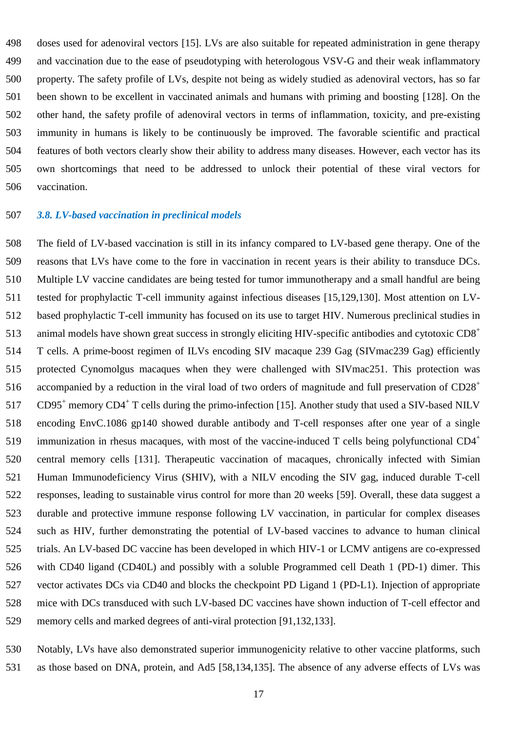doses used for adenoviral vectors [15]. LVs are also suitable for repeated administration in gene therapy and vaccination due to the ease of pseudotyping with heterologous VSV-G and their weak inflammatory property. The safety profile of LVs, despite not being as widely studied as adenoviral vectors, has so far been shown to be excellent in vaccinated animals and humans with priming and boosting [128]. On the other hand, the safety profile of adenoviral vectors in terms of inflammation, toxicity, and pre-existing immunity in humans is likely to be continuously be improved. The favorable scientific and practical features of both vectors clearly show their ability to address many diseases. However, each vector has its own shortcomings that need to be addressed to unlock their potential of these viral vectors for vaccination.

### *3.8. LV-based vaccination in preclinical models*

The field of LV-based vaccination is still in its infancy compared to LV-based gene therapy. One of the reasons that LVs have come to the fore in vaccination in recent years is their ability to transduce DCs. Multiple LV vaccine candidates are being tested for tumor immunotherapy and a small handful are being tested for prophylactic T-cell immunity against infectious diseases [15,129,130]. Most attention on LV-based prophylactic T-cell immunity has focused on its use to target HIV. Numerous preclinical studies in animal models have shown great success in strongly eliciting HIV-specific antibodies and cytotoxic $CD8^+$ T cells. A prime-boost regimen of ILVs encoding SIV macaque 239 Gag (SIVmac239 Gag) efficiently protected Cynomolgus macaques when they were challenged with SIVmac251. This protection was accompanied by a reduction in the viral load of two orders of magnitude and full preservation of $CD28^+$ $CD95^+$ memory $CD4^+$ T cells during the primo-infection [15]. Another study that used a SIV-based NILV encoding EnvC.1086 gp140 showed durable antibody and T-cell responses after one year of a single immunization in rhesus macaques, with most of the vaccine-induced T cells being polyfunctional $CD4^+$ central memory cells [131]. Therapeutic vaccination of macaques, chronically infected with Simian Human Immunodeficiency Virus (SHIV), with a NILV encoding the SIV gag, induced durable T-cell responses, leading to sustainable virus control for more than 20 weeks [59]. Overall, these data suggest a durable and protective immune response following LV vaccination, in particular for complex diseases such as HIV, further demonstrating the potential of LV-based vaccines to advance to human clinical trials. An LV-based DC vaccine has been developed in which HIV-1 or LCMV antigens are co-expressed with CD40 ligand (CD40L) and possibly with a soluble Programmed cell Death 1 (PD-1) dimer. This vector activates DCs via CD40 and blocks the checkpoint PD Ligand 1 (PD-L1). Injection of appropriate mice with DCs transduced with such LV-based DC vaccines have shown induction of T-cell effector and memory cells and marked degrees of anti-viral protection [91,132,133].

Notably, LVs have also demonstrated superior immunogenicity relative to other vaccine platforms, such as those based on DNA, protein, and Ad5 [58,134,135]. The absence of any adverse effects of LVs was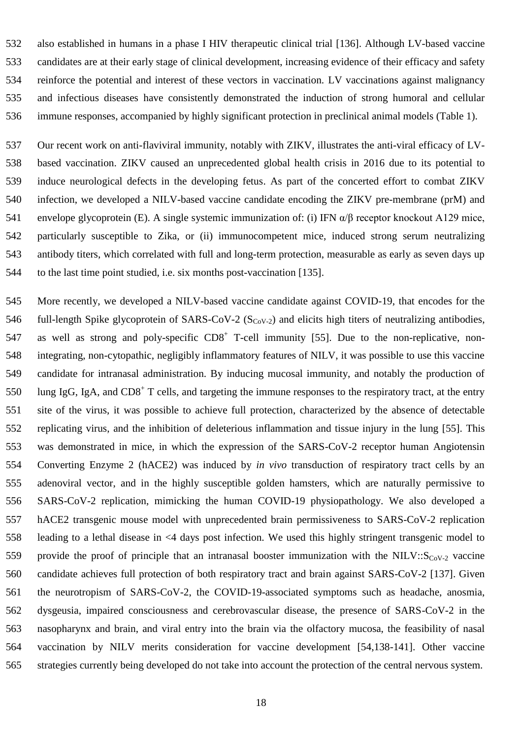also established in humans in a phase I HIV therapeutic clinical trial [136]. Although LV-based vaccine candidates are at their early stage of clinical development, increasing evidence of their efficacy and safety reinforce the potential and interest of these vectors in vaccination. LV vaccinations against malignancy and infectious diseases have consistently demonstrated the induction of strong humoral and cellular immune responses, accompanied by highly significant protection in preclinical animal models (Table 1).

Our recent work on anti-flaviviral immunity, notably with ZIKV, illustrates the anti-viral efficacy of LV-based vaccination. ZIKV caused an unprecedented global health crisis in 2016 due to its potential to induce neurological defects in the developing fetus. As part of the concerted effort to combat ZIKV infection, we developed a NILV-based vaccine candidate encoding the ZIKV pre-membrane (prM) and envelope glycoprotein (E). A single systemic immunization of: (i) IFN $\alpha/\beta$ receptor knockout A129 mice, particularly susceptible to Zika, or (ii) immunocompetent mice, induced strong serum neutralizing antibody titers, which correlated with full and long-term protection, measurable as early as seven days up to the last time point studied, i.e. six months post-vaccination [135].

More recently, we developed a NILV-based vaccine candidate against COVID-19, that encodes for the full-length Spike glycoprotein of SARS-CoV-2 ($S_{CoV-2}$) and elicits high titers of neutralizing antibodies, as well as strong and poly-specific $CD8^+$ T-cell immunity [55]. Due to the non-replicative, non-integrating, non-cytopathic, negligibly inflammatory features of NILV, it was possible to use this vaccine candidate for intranasal administration. By inducing mucosal immunity, and notably the production of lung IgG, IgA, and $CD8^+$ T cells, and targeting the immune responses to the respiratory tract, at the entry site of the virus, it was possible to achieve full protection, characterized by the absence of detectable replicating virus, and the inhibition of deleterious inflammation and tissue injury in the lung [55]. This was demonstrated in mice, in which the expression of the SARS-CoV-2 receptor human Angiotensin Converting Enzyme 2 (hACE2) was induced by *in vivo* transduction of respiratory tract cells by an adenoviral vector, and in the highly susceptible golden hamsters, which are naturally permissive to SARS-CoV-2 replication, mimicking the human COVID-19 physiopathology. We also developed a hACE2 transgenic mouse model with unprecedented brain permissiveness to SARS-CoV-2 replication leading to a lethal disease in <4 days post infection. We used this highly stringent transgenic model to provide the proof of principle that an intranasal booster immunization with the NILV::$S_{CoV-2}$ vaccine candidate achieves full protection of both respiratory tract and brain against SARS-CoV-2 [137]. Given the neurotropism of SARS-CoV-2, the COVID-19-associated symptoms such as headache, anosmia, dysgeusia, impaired consciousness and cerebrovascular disease, the presence of SARS-CoV-2 in the nasopharynx and brain, and viral entry into the brain via the olfactory mucosa, the feasibility of nasal vaccination by NILV merits consideration for vaccine development [54,138-141]. Other vaccine strategies currently being developed do not take into account the protection of the central nervous system.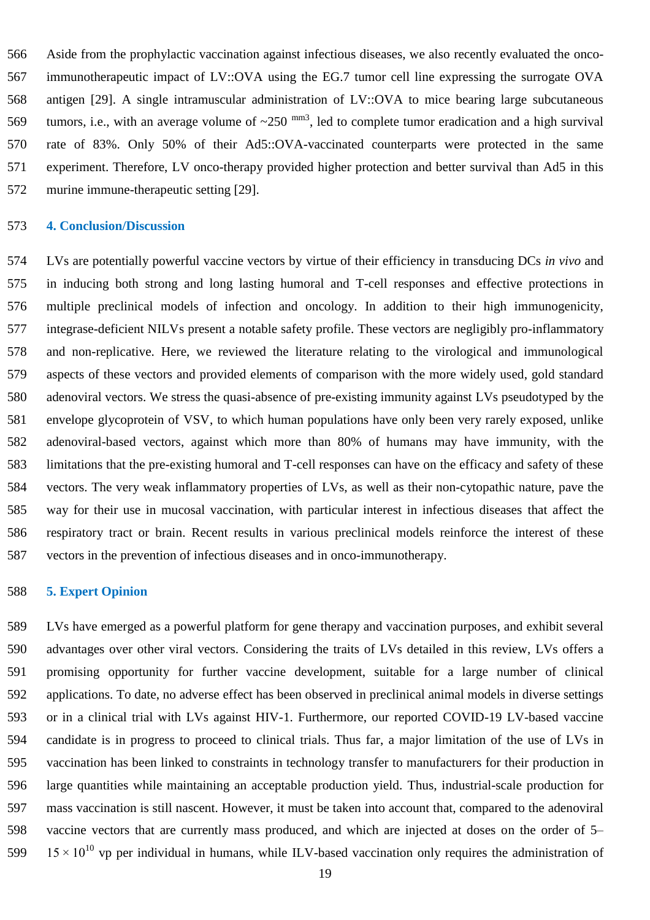Aside from the prophylactic vaccination against infectious diseases, we also recently evaluated the onco-immunotherapeutic impact of LV::OVA using the EG.7 tumor cell line expressing the surrogate OVA antigen [29]. A single intramuscular administration of LV::OVA to mice bearing large subcutaneous tumors, i.e., with an average volume of ~250 $^{mm3}$, led to complete tumor eradication and a high survival rate of 83%. Only 50% of their Ad5::OVA-vaccinated counterparts were protected in the same experiment. Therefore, LV onco-therapy provided higher protection and better survival than Ad5 in this murine immune-therapeutic setting [29].

## 4. Conclusion/Discussion

LVs are potentially powerful vaccine vectors by virtue of their efficiency in transducing DCs *in vivo* and in inducing both strong and long lasting humoral and T-cell responses and effective protections in multiple preclinical models of infection and oncology. In addition to their high immunogenicity, integrase-deficient NILVs present a notable safety profile. These vectors are negligibly pro-inflammatory and non-replicative. Here, we reviewed the literature relating to the virological and immunological aspects of these vectors and provided elements of comparison with the more widely used, gold standard adenoviral vectors. We stress the quasi-absence of pre-existing immunity against LVs pseudotyped by the envelope glycoprotein of VSV, to which human populations have only been very rarely exposed, unlike adenoviral-based vectors, against which more than 80% of humans may have immunity, with the limitations that the pre-existing humoral and T-cell responses can have on the efficacy and safety of these vectors. The very weak inflammatory properties of LVs, as well as their non-cytopathic nature, pave the way for their use in mucosal vaccination, with particular interest in infectious diseases that affect the respiratory tract or brain. Recent results in various preclinical models reinforce the interest of these vectors in the prevention of infectious diseases and in onco-immunotherapy.

## 5. Expert Opinion

LVs have emerged as a powerful platform for gene therapy and vaccination purposes, and exhibit several advantages over other viral vectors. Considering the traits of LVs detailed in this review, LVs offers a promising opportunity for further vaccine development, suitable for a large number of clinical applications. To date, no adverse effect has been observed in preclinical animal models in diverse settings or in a clinical trial with LVs against HIV-1. Furthermore, our reported COVID-19 LV-based vaccine candidate is in progress to proceed to clinical trials. Thus far, a major limitation of the use of LVs in vaccination has been linked to constraints in technology transfer to manufacturers for their production in large quantities while maintaining an acceptable production yield. Thus, industrial-scale production for mass vaccination is still nascent. However, it must be taken into account that, compared to the adenoviral vaccine vectors that are currently mass produced, and which are injected at doses on the order of 5–$15 \times 10^{10}$ vp per individual in humans, while ILV-based vaccination only requires the administration of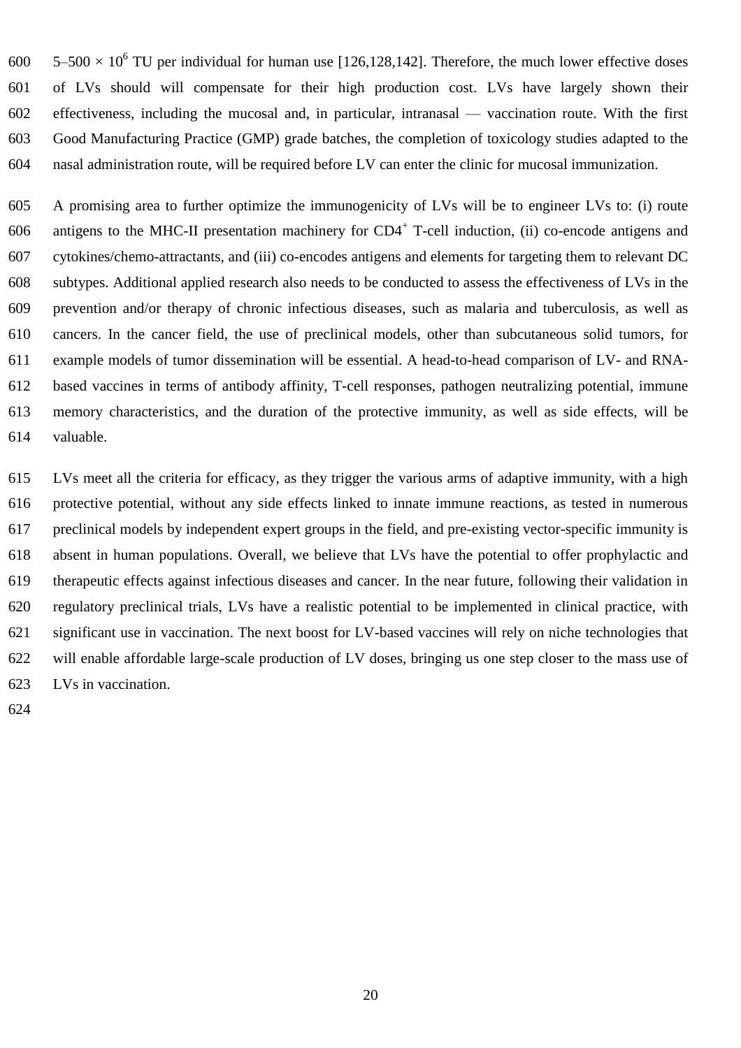5–500 × $10^6$ TU per individual for human use [126,128,142]. Therefore, the much lower effective doses of LVs should will compensate for their high production cost. LVs have largely shown their effectiveness, including the mucosal and, in particular, intranasal — vaccination route. With the first Good Manufacturing Practice (GMP) grade batches, the completion of toxicology studies adapted to the nasal administration route, will be required before LV can enter the clinic for mucosal immunization.

A promising area to further optimize the immunogenicity of LVs will be to engineer LVs to: (i) route antigens to the MHC-II presentation machinery for $CD4^+$ T-cell induction, (ii) co-encode antigens and cytokines/chemo-attractants, and (iii) co-encodes antigens and elements for targeting them to relevant DC subtypes. Additional applied research also needs to be conducted to assess the effectiveness of LVs in the prevention and/or therapy of chronic infectious diseases, such as malaria and tuberculosis, as well as cancers. In the cancer field, the use of preclinical models, other than subcutaneous solid tumors, for example models of tumor dissemination will be essential. A head-to-head comparison of LV- and RNA-based vaccines in terms of antibody affinity, T-cell responses, pathogen neutralizing potential, immune memory characteristics, and the duration of the protective immunity, as well as side effects, will be valuable.

LVs meet all the criteria for efficacy, as they trigger the various arms of adaptive immunity, with a high protective potential, without any side effects linked to innate immune reactions, as tested in numerous preclinical models by independent expert groups in the field, and pre-existing vector-specific immunity is absent in human populations. Overall, we believe that LVs have the potential to offer prophylactic and therapeutic effects against infectious diseases and cancer. In the near future, following their validation in regulatory preclinical trials, LVs have a realistic potential to be implemented in clinical practice, with significant use in vaccination. The next boost for LV-based vaccines will rely on niche technologies that will enable affordable large-scale production of LV doses, bringing us one step closer to the mass use of LVs in vaccination.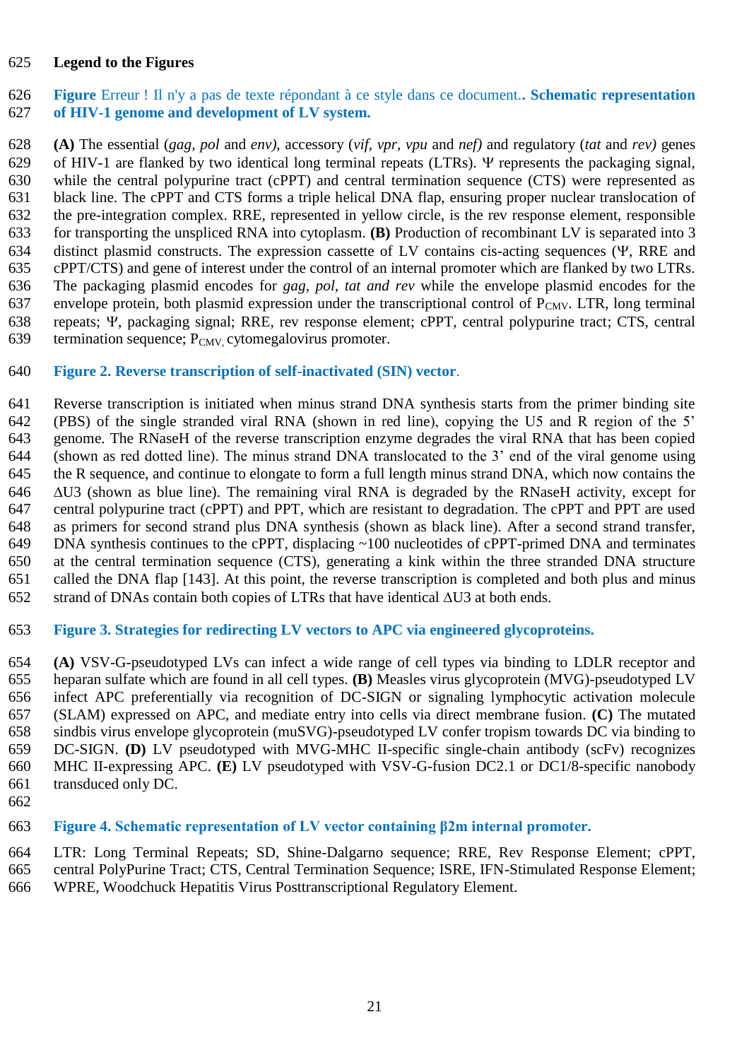## Legend to the Figures

**Figure** Erreur ! Il n'y a pas de texte répondant à ce style dans ce document.. **Schematic representation of HIV-1 genome and development of LV system.**

**(A)** The essential (*gag*, *pol* and *env*), accessory (*vif*, *vpr*, *vpu* and *nef*) and regulatory (*tat* and *rev*) genes of HIV-1 are flanked by two identical long terminal repeats (LTRs). Ψ represents the packaging signal, while the central polypurine tract (cPPT) and central termination sequence (CTS) were represented as black line. The cPPT and CTS forms a triple helical DNA flap, ensuring proper nuclear translocation of the pre-integration complex. RRE, represented in yellow circle, is the rev response element, responsible for transporting the unspliced RNA into cytoplasm. **(B)** Production of recombinant LV is separated into 3 distinct plasmid constructs. The expression cassette of LV contains cis-acting sequences (Ψ, RRE and cPPT/CTS) and gene of interest under the control of an internal promoter which are flanked by two LTRs. The packaging plasmid encodes for *gag*, *pol*, *tat and rev* while the envelope plasmid encodes for the envelope protein, both plasmid expression under the transcriptional control of $P_{CMV}$. LTR, long terminal repeats; Ψ, packaging signal; RRE, rev response element; cPPT, central polypurine tract; CTS, central termination sequence; $P_{CMV,}$ cytomegalovirus promoter.

**Figure 2. Reverse transcription of self-inactivated (SIN) vector.**

Reverse transcription is initiated when minus strand DNA synthesis starts from the primer binding site (PBS) of the single stranded viral RNA (shown in red line), copying the U5 and R region of the 5' genome. The RNaseH of the reverse transcription enzyme degrades the viral RNA that has been copied (shown as red dotted line). The minus strand DNA translocated to the 3' end of the viral genome using the R sequence, and continue to elongate to form a full length minus strand DNA, which now contains the ΔU3 (shown as blue line). The remaining viral RNA is degraded by the RNaseH activity, except for central polypurine tract (cPPT) and PPT, which are resistant to degradation. The cPPT and PPT are used as primers for second strand plus DNA synthesis (shown as black line). After a second strand transfer, DNA synthesis continues to the cPPT, displacing ~100 nucleotides of cPPT-primed DNA and terminates at the central termination sequence (CTS), generating a kink within the three stranded DNA structure called the DNA flap [143]. At this point, the reverse transcription is completed and both plus and minus strand of DNAs contain both copies of LTRs that have identical ΔU3 at both ends.

**Figure 3. Strategies for redirecting LV vectors to APC via engineered glycoproteins.**

**(A)** VSV-G-pseudotyped LVs can infect a wide range of cell types via binding to LDLR receptor and heparan sulfate which are found in all cell types. **(B)** Measles virus glycoprotein (MVG)-pseudotyped LV infect APC preferentially via recognition of DC-SIGN or signaling lymphocytic activation molecule (SLAM) expressed on APC, and mediate entry into cells via direct membrane fusion. **(C)** The mutated sindbis virus envelope glycoprotein (muSVG)-pseudotyped LV confer tropism towards DC via binding to DC-SIGN. **(D)** LV pseudotyped with MVG-MHC II-specific single-chain antibody (scFv) recognizes MHC II-expressing APC. **(E)** LV pseudotyped with VSV-G-fusion DC2.1 or DC1/8-specific nanobody transduced only DC.

**Figure 4. Schematic representation of LV vector containing β2m internal promoter.**

LTR: Long Terminal Repeats; SD, Shine-Dalgarno sequence; RRE, Rev Response Element; cPPT, central PolyPurine Tract; CTS, Central Termination Sequence; ISRE, IFN-Stimulated Response Element; WPRE, Woodchuck Hepatitis Virus Posttranscriptional Regulatory Element.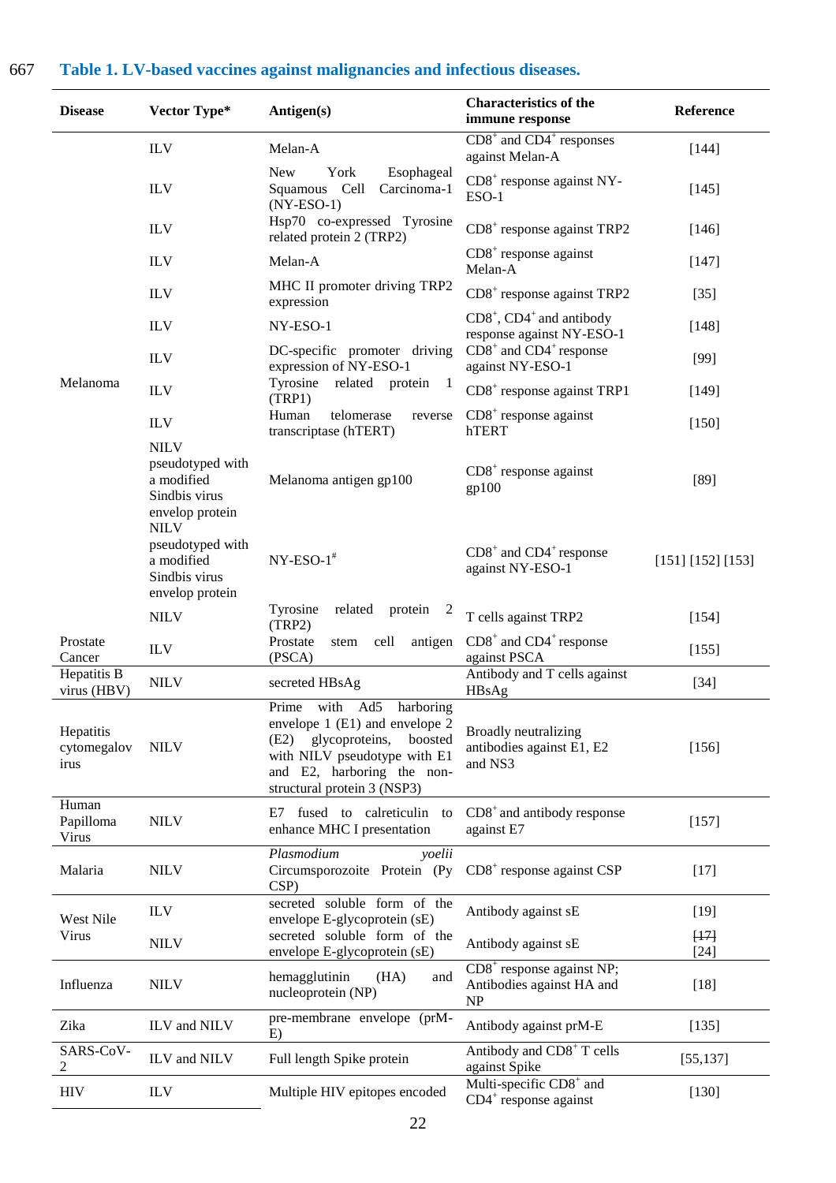## Table 1. LV-based vaccines against malignancies and infectious diseases.

| Disease | Vector Type* | Antigen(s) | Characteristics of the immune response | Reference |
|---|---|---|---|---|
| Melanoma | ILV | Melan-A | $CD8^+$ and $CD4^+$ responses against Melan-A | [144] |
| | ILV | New York Esophageal Squamous Cell Carcinoma-1 (NY-ESO-1) | $CD8^+$ response against NY-ESO-1 | [145] |
| | ILV | Hsp70 co-expressed Tyrosine related protein 2 (TRP2) | $CD8^+$ response against TRP2 | [146] |
| | ILV | Melan-A | $CD8^+$ response against Melan-A | [147] |
| | ILV | MHC II promoter driving TRP2 expression | $CD8^+$ response against TRP2 | [35] |
| | ILV | NY-ESO-1 | $CD8^+$, $CD4^+$ and antibody response against NY-ESO-1 | [148] |
| | ILV | DC-specific promoter driving expression of NY-ESO-1 | $CD8^+$ and $CD4^+$ response against NY-ESO-1 | [99] |
| | ILV | Tyrosine related protein 1 (TRP1) | $CD8^+$ response against TRP1 | [149] |
| | ILV | Human telomerase reverse transcriptase (hTERT) | $CD8^+$ response against hTERT | [150] |
| | NILV pseudotyped with a modified Sindbis virus envelop protein | Melanoma antigen gp100 | $CD8^+$ response against gp100 | [89] |
| | NILV pseudotyped with a modified Sindbis virus envelop protein | NY-ESO-1# | $CD8^+$ and $CD4^+$ response against NY-ESO-1 | [151] [152] [153] |
| | NILV | Tyrosine related protein 2 (TRP2) | T cells against TRP2 | [154] |
| Prostate Cancer | ILV | Prostate stem cell antigen (PSCA) | $CD8^+$ and $CD4^+$ response against PSCA | [155] |
| Hepatitis B virus (HBV) | NILV | secreted HBsAg | Antibody and T cells against HBsAg | [34] |
| Hepatitis cytomegalovirus | NILV | Prime with Ad5 harboring envelope 1 (E1) and envelope 2 (E2) glycoproteins, boosted with NILV pseudotype with E1 and E2, harboring the non-structural protein 3 (NSP3) | Broadly neutralizing antibodies against E1, E2 and NS3 | [156] |
| Human Papilloma Virus | NILV | E7 fused to calreticulin to enhance MHC I presentation | $CD8^+$ and antibody response against E7 | [157] |
| Malaria | NILV | *Plasmodium yoelii* Circumsporozoite Protein (Py CSP) | $CD8^+$ response against CSP | [17] |
| West Nile Virus | ILV | secreted soluble form of the envelope E-glycoprotein (sE) | Antibody against sE | [19] |
| | NILV | secreted soluble form of the envelope E-glycoprotein (sE) | Antibody against sE | ~~[17]~~ [24] |
| Influenza | NILV | hemagglutinin (HA) and nucleoprotein (NP) | $CD8^+$ response against NP; Antibodies against HA and NP | [18] |
| Zika | ILV and NILV | pre-membrane envelope (prM-E) | Antibody against prM-E | [135] |
| SARS-CoV-2 | ILV and NILV | Full length Spike protein | Antibody and $CD8^+$ T cells against Spike | [55,137] |
| HIV | ILV | Multiple HIV epitopes encoded | Multi-specific $CD8^+$ and $CD4^+$ response against | [130] |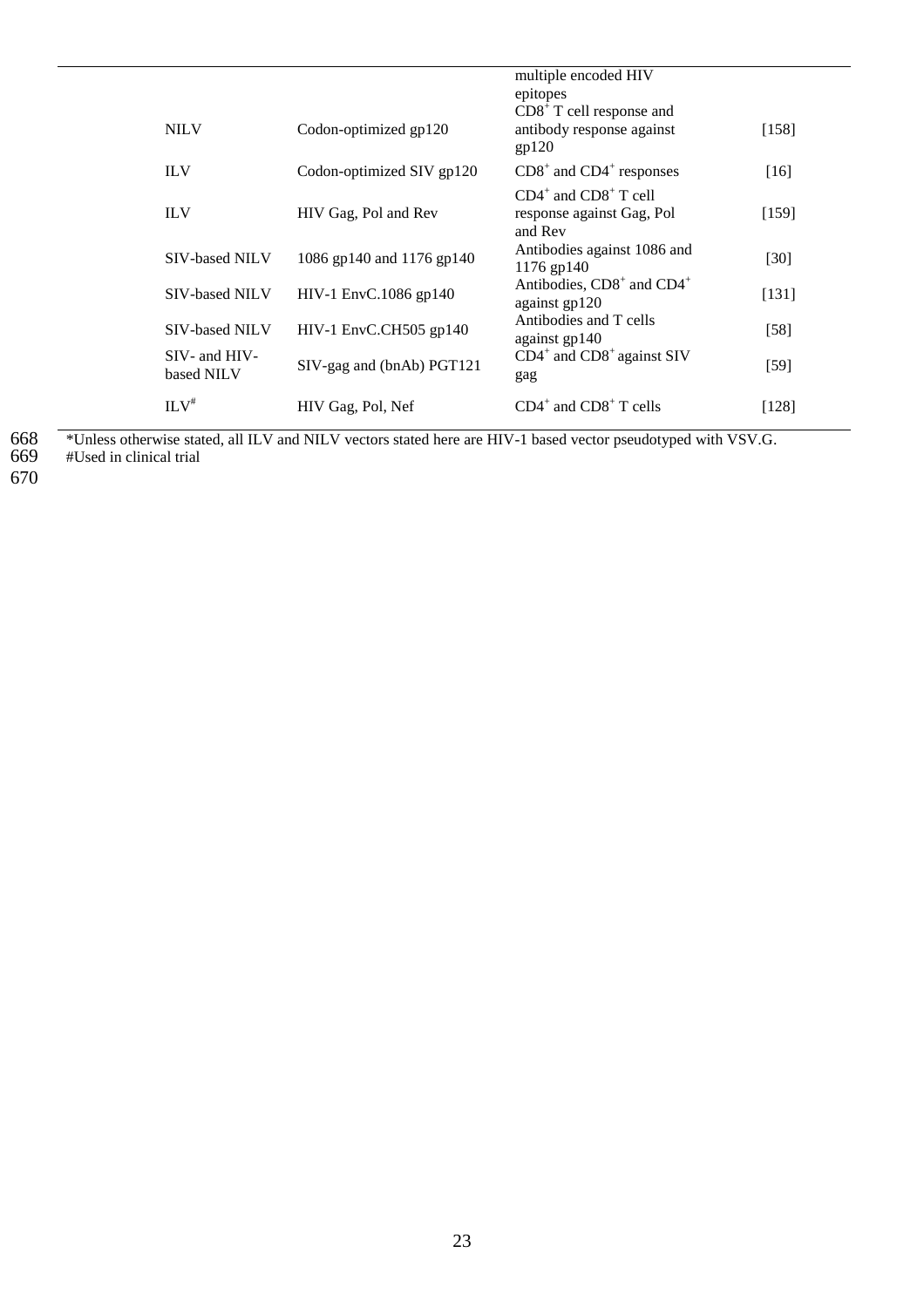|  |  | multiple encoded HIV epitopes |  |
|---|---|---|---|
| NILV | Codon-optimized gp120 | $CD8^+$ T cell response and antibody response against gp120 | [158] |
| ILV | Codon-optimized SIV gp120 | $CD8^+$ and $CD4^+$ responses | [16] |
| ILV | HIV Gag, Pol and Rev | $CD4^+$ and $CD8^+$ T cell response against Gag, Pol and Rev | [159] |
| SIV-based NILV | 1086 gp140 and 1176 gp140 | Antibodies against 1086 and 1176 gp140 | [30] |
| SIV-based NILV | HIV-1 EnvC.1086 gp140 | Antibodies, $CD8^+$ and $CD4^+$ against gp120 | [131] |
| SIV-based NILV | HIV-1 EnvC.CH505 gp140 | Antibodies and T cells against gp140 | [58] |
| SIV- and HIV-based NILV | SIV-gag and (bnAb) PGT121 | $CD4^+$ and $CD8^+$ against SIV gag | [59] |
| ILV# | HIV Gag, Pol, Nef | $CD4^+$ and $CD8^+$ T cells | [128] |

*Unless otherwise stated, all ILV and NILV vectors stated here are HIV-1 based vector pseudotyped with VSV.G.
#Used in clinical trial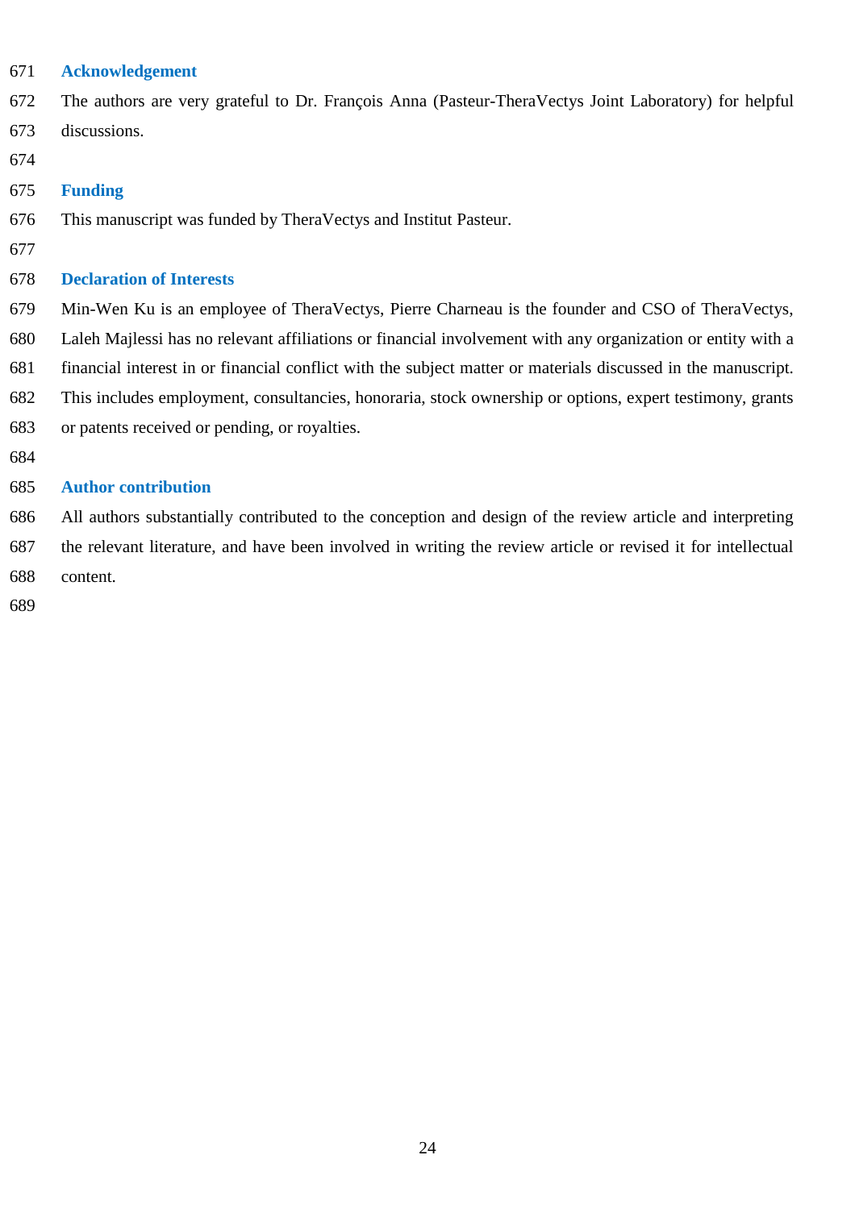## Acknowledgement

The authors are very grateful to Dr. François Anna (Pasteur-TheraVectys Joint Laboratory) for helpful discussions.

## Funding

This manuscript was funded by TheraVectys and Institut Pasteur.

## Declaration of Interests

Min-Wen Ku is an employee of TheraVectys, Pierre Charneau is the founder and CSO of TheraVectys, Laleh Majlessi has no relevant affiliations or financial involvement with any organization or entity with a financial interest in or financial conflict with the subject matter or materials discussed in the manuscript. This includes employment, consultancies, honoraria, stock ownership or options, expert testimony, grants or patents received or pending, or royalties.

## Author contribution

All authors substantially contributed to the conception and design of the review article and interpreting the relevant literature, and have been involved in writing the review article or revised it for intellectual content.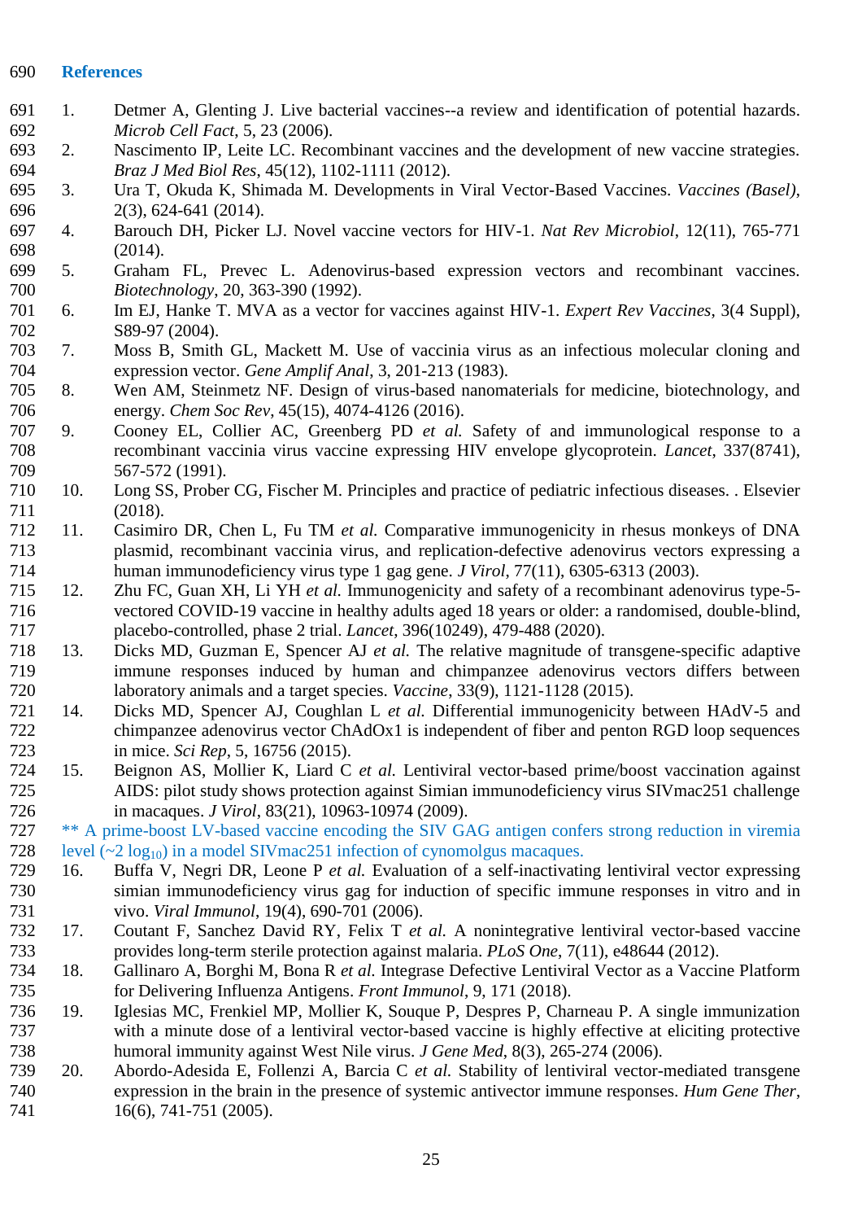## References

1. Detmer A, Glenting J. Live bacterial vaccines--a review and identification of potential hazards. *Microb Cell Fact*, 5, 23 (2006).
2. Nascimento IP, Leite LC. Recombinant vaccines and the development of new vaccine strategies. *Braz J Med Biol Res*, 45(12), 1102-1111 (2012).
3. Ura T, Okuda K, Shimada M. Developments in Viral Vector-Based Vaccines. *Vaccines (Basel)*, 2(3), 624-641 (2014).
4. Barouch DH, Picker LJ. Novel vaccine vectors for HIV-1. *Nat Rev Microbiol*, 12(11), 765-771 (2014).
5. Graham FL, Prevec L. Adenovirus-based expression vectors and recombinant vaccines. *Biotechnology*, 20, 363-390 (1992).
6. Im EJ, Hanke T. MVA as a vector for vaccines against HIV-1. *Expert Rev Vaccines*, 3(4 Suppl), S89-97 (2004).
7. Moss B, Smith GL, Mackett M. Use of vaccinia virus as an infectious molecular cloning and expression vector. *Gene Amplif Anal*, 3, 201-213 (1983).
8. Wen AM, Steinmetz NF. Design of virus-based nanomaterials for medicine, biotechnology, and energy. *Chem Soc Rev*, 45(15), 4074-4126 (2016).
9. Cooney EL, Collier AC, Greenberg PD *et al.* Safety of and immunological response to a recombinant vaccinia virus vaccine expressing HIV envelope glycoprotein. *Lancet*, 337(8741), 567-572 (1991).
10. Long SS, Prober CG, Fischer M. Principles and practice of pediatric infectious diseases. . Elsevier (2018).
11. Casimiro DR, Chen L, Fu TM *et al.* Comparative immunogenicity in rhesus monkeys of DNA plasmid, recombinant vaccinia virus, and replication-defective adenovirus vectors expressing a human immunodeficiency virus type 1 gag gene. *J Virol*, 77(11), 6305-6313 (2003).
12. Zhu FC, Guan XH, Li YH *et al.* Immunogenicity and safety of a recombinant adenovirus type-5-vectored COVID-19 vaccine in healthy adults aged 18 years or older: a randomised, double-blind, placebo-controlled, phase 2 trial. *Lancet*, 396(10249), 479-488 (2020).
13. Dicks MD, Guzman E, Spencer AJ *et al.* The relative magnitude of transgene-specific adaptive immune responses induced by human and chimpanzee adenovirus vectors differs between laboratory animals and a target species. *Vaccine*, 33(9), 1121-1128 (2015).
14. Dicks MD, Spencer AJ, Coughlan L *et al.* Differential immunogenicity between HAdV-5 and chimpanzee adenovirus vector ChAdOx1 is independent of fiber and penton RGD loop sequences in mice. *Sci Rep*, 5, 16756 (2015).
15. Beignon AS, Mollier K, Liard C *et al.* Lentiviral vector-based prime/boost vaccination against AIDS: pilot study shows protection against Simian immunodeficiency virus SIVmac251 challenge in macaques. *J Virol*, 83(21), 10963-10974 (2009).

** A prime-boost LV-based vaccine encoding the SIV GAG antigen confers strong reduction in viremia level (~2 $\log_{10}$) in a model SIVmac251 infection of cynomolgus macaques.

16. Buffa V, Negri DR, Leone P *et al.* Evaluation of a self-inactivating lentiviral vector expressing simian immunodeficiency virus gag for induction of specific immune responses in vitro and in vivo. *Viral Immunol*, 19(4), 690-701 (2006).
17. Coutant F, Sanchez David RY, Felix T *et al.* A nonintegrative lentiviral vector-based vaccine provides long-term sterile protection against malaria. *PLoS One*, 7(11), e48644 (2012).
18. Gallinaro A, Borghi M, Bona R *et al.* Integrase Defective Lentiviral Vector as a Vaccine Platform for Delivering Influenza Antigens. *Front Immunol*, 9, 171 (2018).
19. Iglesias MC, Frenkiel MP, Mollier K, Souque P, Despres P, Charneau P. A single immunization with a minute dose of a lentiviral vector-based vaccine is highly effective at eliciting protective humoral immunity against West Nile virus. *J Gene Med*, 8(3), 265-274 (2006).
20. Abordo-Adesida E, Follenzi A, Barcia C *et al.* Stability of lentiviral vector-mediated transgene expression in the brain in the presence of systemic antivector immune responses. *Hum Gene Ther*, 16(6), 741-751 (2005).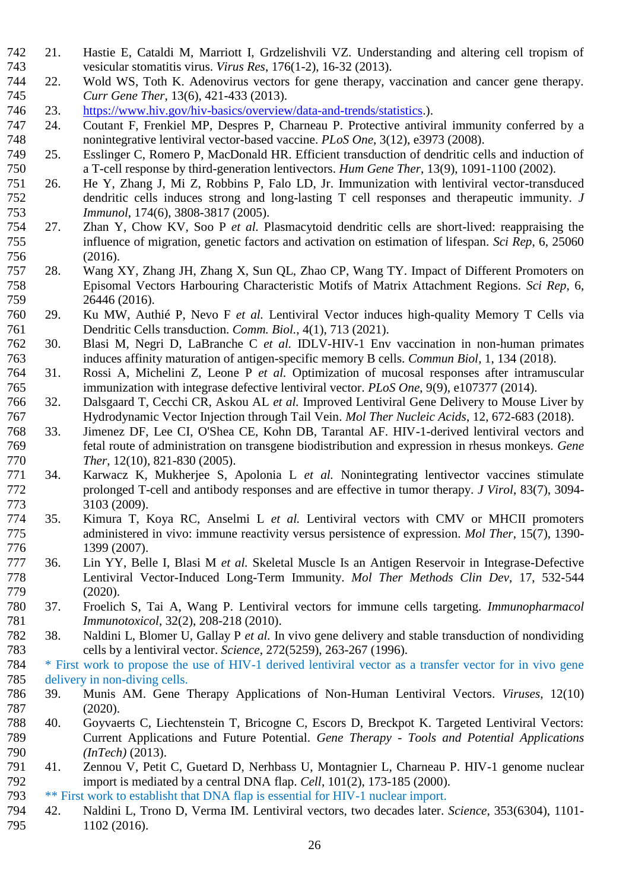21. Hastie E, Cataldi M, Marriott I, Grdzelishvili VZ. Understanding and altering cell tropism of vesicular stomatitis virus. *Virus Res*, 176(1-2), 16-32 (2013).
22. Wold WS, Toth K. Adenovirus vectors for gene therapy, vaccination and cancer gene therapy. *Curr Gene Ther*, 13(6), 421-433 (2013).
23. https://www.hiv.gov/hiv-basics/overview/data-and-trends/statistics.).
24. Coutant F, Frenkiel MP, Despres P, Charneau P. Protective antiviral immunity conferred by a nonintegrative lentiviral vector-based vaccine. *PLoS One*, 3(12), e3973 (2008).
25. Esslinger C, Romero P, MacDonald HR. Efficient transduction of dendritic cells and induction of a T-cell response by third-generation lentivectors. *Hum Gene Ther*, 13(9), 1091-1100 (2002).
26. He Y, Zhang J, Mi Z, Robbins P, Falo LD, Jr. Immunization with lentiviral vector-transduced dendritic cells induces strong and long-lasting T cell responses and therapeutic immunity. *J Immunol*, 174(6), 3808-3817 (2005).
27. Zhan Y, Chow KV, Soo P *et al.* Plasmacytoid dendritic cells are short-lived: reappraising the influence of migration, genetic factors and activation on estimation of lifespan. *Sci Rep*, 6, 25060 (2016).
28. Wang XY, Zhang JH, Zhang X, Sun QL, Zhao CP, Wang TY. Impact of Different Promoters on Episomal Vectors Harbouring Characteristic Motifs of Matrix Attachment Regions. *Sci Rep*, 6, 26446 (2016).
29. Ku MW, Authié P, Nevo F *et al.* Lentiviral Vector induces high-quality Memory T Cells via Dendritic Cells transduction. *Comm. Biol.*, 4(1), 713 (2021).
30. Blasi M, Negri D, LaBranche C *et al.* IDLV-HIV-1 Env vaccination in non-human primates induces affinity maturation of antigen-specific memory B cells. *Commun Biol*, 1, 134 (2018).
31. Rossi A, Michelini Z, Leone P *et al.* Optimization of mucosal responses after intramuscular immunization with integrase defective lentiviral vector. *PLoS One*, 9(9), e107377 (2014).
32. Dalsgaard T, Cecchi CR, Askou AL *et al.* Improved Lentiviral Gene Delivery to Mouse Liver by Hydrodynamic Vector Injection through Tail Vein. *Mol Ther Nucleic Acids*, 12, 672-683 (2018).
33. Jimenez DF, Lee CI, O'Shea CE, Kohn DB, Tarantal AF. HIV-1-derived lentiviral vectors and fetal route of administration on transgene biodistribution and expression in rhesus monkeys. *Gene Ther*, 12(10), 821-830 (2005).
34. Karwacz K, Mukherjee S, Apolonia L *et al.* Nonintegrating lentivector vaccines stimulate prolonged T-cell and antibody responses and are effective in tumor therapy. *J Virol*, 83(7), 3094-3103 (2009).
35. Kimura T, Koya RC, Anselmi L *et al.* Lentiviral vectors with CMV or MHCII promoters administered in vivo: immune reactivity versus persistence of expression. *Mol Ther*, 15(7), 1390-1399 (2007).
36. Lin YY, Belle I, Blasi M *et al.* Skeletal Muscle Is an Antigen Reservoir in Integrase-Defective Lentiviral Vector-Induced Long-Term Immunity. *Mol Ther Methods Clin Dev*, 17, 532-544 (2020).
37. Froelich S, Tai A, Wang P. Lentiviral vectors for immune cells targeting. *Immunopharmacol Immunotoxicol*, 32(2), 208-218 (2010).
38. Naldini L, Blomer U, Gallay P *et al.* In vivo gene delivery and stable transduction of nondividing cells by a lentiviral vector. *Science*, 272(5259), 263-267 (1996).

* First work to propose the use of HIV-1 derived lentiviral vector as a transfer vector for in vivo gene delivery in non-diving cells.

39. Munis AM. Gene Therapy Applications of Non-Human Lentiviral Vectors. *Viruses*, 12(10) (2020).
40. Goyvaerts C, Liechtenstein T, Bricogne C, Escors D, Breckpot K. Targeted Lentiviral Vectors: Current Applications and Future Potential. *Gene Therapy - Tools and Potential Applications (InTech)* (2013).
41. Zennou V, Petit C, Guetard D, Nerhbass U, Montagnier L, Charneau P. HIV-1 genome nuclear import is mediated by a central DNA flap. *Cell*, 101(2), 173-185 (2000).

** First work to establisht that DNA flap is essential for HIV-1 nuclear import.

42. Naldini L, Trono D, Verma IM. Lentiviral vectors, two decades later. *Science*, 353(6304), 1101-1102 (2016).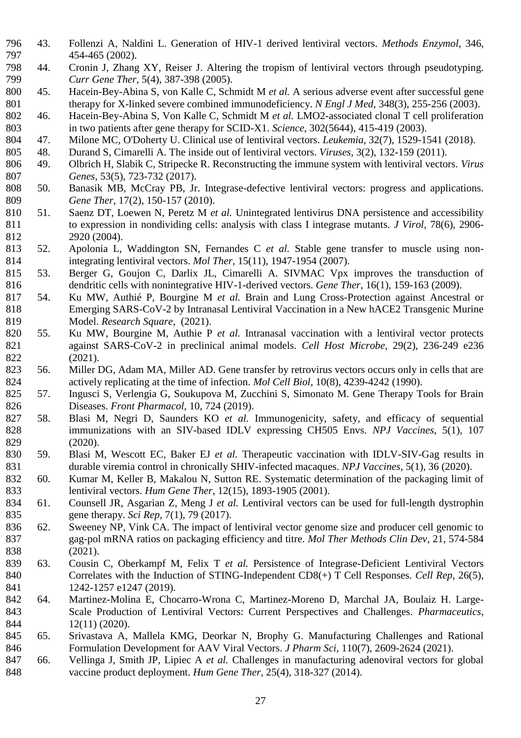43. Follenzi A, Naldini L. Generation of HIV-1 derived lentiviral vectors. *Methods Enzymol*, 346, 454-465 (2002).
44. Cronin J, Zhang XY, Reiser J. Altering the tropism of lentiviral vectors through pseudotyping. *Curr Gene Ther*, 5(4), 387-398 (2005).
45. Hacein-Bey-Abina S, von Kalle C, Schmidt M *et al.* A serious adverse event after successful gene therapy for X-linked severe combined immunodeficiency. *N Engl J Med*, 348(3), 255-256 (2003).
46. Hacein-Bey-Abina S, Von Kalle C, Schmidt M *et al.* LMO2-associated clonal T cell proliferation in two patients after gene therapy for SCID-X1. *Science*, 302(5644), 415-419 (2003).
47. Milone MC, O'Doherty U. Clinical use of lentiviral vectors. *Leukemia*, 32(7), 1529-1541 (2018).
48. Durand S, Cimarelli A. The inside out of lentiviral vectors. *Viruses*, 3(2), 132-159 (2011).
49. Olbrich H, Slabik C, Stripecke R. Reconstructing the immune system with lentiviral vectors. *Virus Genes*, 53(5), 723-732 (2017).
50. Banasik MB, McCray PB, Jr. Integrase-defective lentiviral vectors: progress and applications. *Gene Ther*, 17(2), 150-157 (2010).
51. Saenz DT, Loewen N, Peretz M *et al.* Unintegrated lentivirus DNA persistence and accessibility to expression in nondividing cells: analysis with class I integrase mutants. *J Virol*, 78(6), 2906-2920 (2004).
52. Apolonia L, Waddington SN, Fernandes C *et al.* Stable gene transfer to muscle using non-integrating lentiviral vectors. *Mol Ther*, 15(11), 1947-1954 (2007).
53. Berger G, Goujon C, Darlix JL, Cimarelli A. SIVMAC Vpx improves the transduction of dendritic cells with nonintegrative HIV-1-derived vectors. *Gene Ther*, 16(1), 159-163 (2009).
54. Ku MW, Authié P, Bourgine M *et al.* Brain and Lung Cross-Protection against Ancestral or Emerging SARS-CoV-2 by Intranasal Lentiviral Vaccination in a New hACE2 Transgenic Murine Model. *Research Square*, (2021).
55. Ku MW, Bourgine M, Authie P *et al.* Intranasal vaccination with a lentiviral vector protects against SARS-CoV-2 in preclinical animal models. *Cell Host Microbe*, 29(2), 236-249 e236 (2021).
56. Miller DG, Adam MA, Miller AD. Gene transfer by retrovirus vectors occurs only in cells that are actively replicating at the time of infection. *Mol Cell Biol*, 10(8), 4239-4242 (1990).
57. Ingusci S, Verlengia G, Soukupova M, Zucchini S, Simonato M. Gene Therapy Tools for Brain Diseases. *Front Pharmacol*, 10, 724 (2019).
58. Blasi M, Negri D, Saunders KO *et al.* Immunogenicity, safety, and efficacy of sequential immunizations with an SIV-based IDLV expressing CH505 Envs. *NPJ Vaccines*, 5(1), 107 (2020).
59. Blasi M, Wescott EC, Baker EJ *et al.* Therapeutic vaccination with IDLV-SIV-Gag results in durable viremia control in chronically SHIV-infected macaques. *NPJ Vaccines*, 5(1), 36 (2020).
60. Kumar M, Keller B, Makalou N, Sutton RE. Systematic determination of the packaging limit of lentiviral vectors. *Hum Gene Ther*, 12(15), 1893-1905 (2001).
61. Counsell JR, Asgarian Z, Meng J *et al.* Lentiviral vectors can be used for full-length dystrophin gene therapy. *Sci Rep*, 7(1), 79 (2017).
62. Sweeney NP, Vink CA. The impact of lentiviral vector genome size and producer cell genomic to gag-pol mRNA ratios on packaging efficiency and titre. *Mol Ther Methods Clin Dev*, 21, 574-584 (2021).
63. Cousin C, Oberkampf M, Felix T *et al.* Persistence of Integrase-Deficient Lentiviral Vectors Correlates with the Induction of STING-Independent CD8(+) T Cell Responses. *Cell Rep*, 26(5), 1242-1257 e1247 (2019).
64. Martinez-Molina E, Chocarro-Wrona C, Martinez-Moreno D, Marchal JA, Boulaiz H. Large-Scale Production of Lentiviral Vectors: Current Perspectives and Challenges. *Pharmaceutics*, 12(11) (2020).
65. Srivastava A, Mallela KMG, Deorkar N, Brophy G. Manufacturing Challenges and Rational Formulation Development for AAV Viral Vectors. *J Pharm Sci*, 110(7), 2609-2624 (2021).
66. Vellinga J, Smith JP, Lipiec A *et al.* Challenges in manufacturing adenoviral vectors for global vaccine product deployment. *Hum Gene Ther*, 25(4), 318-327 (2014).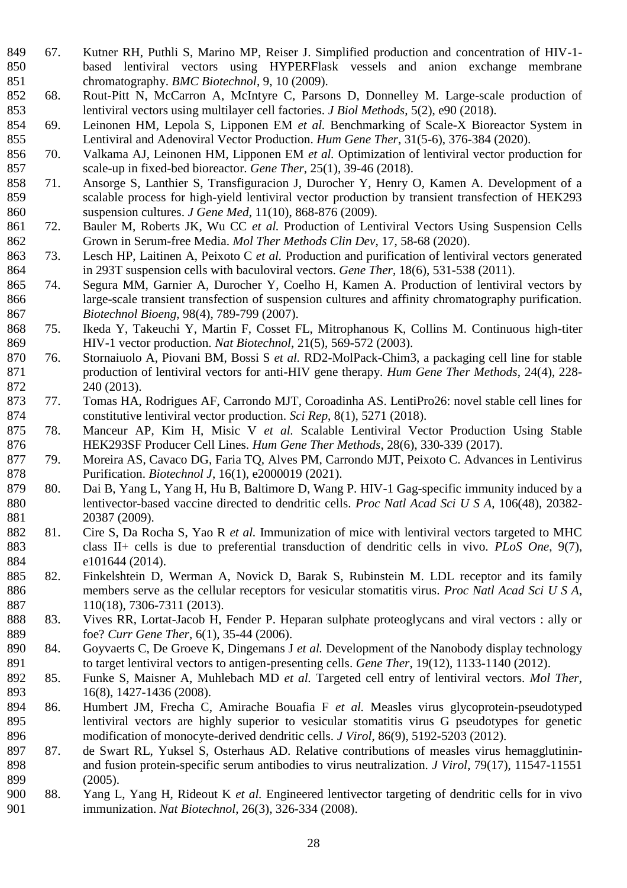67. Kutner RH, Puthli S, Marino MP, Reiser J. Simplified production and concentration of HIV-1-based lentiviral vectors using HYPERFlask vessels and anion exchange membrane chromatography. *BMC Biotechnol*, 9, 10 (2009).
68. Rout-Pitt N, McCarron A, McIntyre C, Parsons D, Donnelley M. Large-scale production of lentiviral vectors using multilayer cell factories. *J Biol Methods*, 5(2), e90 (2018).
69. Leinonen HM, Lepola S, Lipponen EM *et al.* Benchmarking of Scale-X Bioreactor System in Lentiviral and Adenoviral Vector Production. *Hum Gene Ther*, 31(5-6), 376-384 (2020).
70. Valkama AJ, Leinonen HM, Lipponen EM *et al.* Optimization of lentiviral vector production for scale-up in fixed-bed bioreactor. *Gene Ther*, 25(1), 39-46 (2018).
71. Ansorge S, Lanthier S, Transfiguracion J, Durocher Y, Henry O, Kamen A. Development of a scalable process for high-yield lentiviral vector production by transient transfection of HEK293 suspension cultures. *J Gene Med*, 11(10), 868-876 (2009).
72. Bauler M, Roberts JK, Wu CC *et al.* Production of Lentiviral Vectors Using Suspension Cells Grown in Serum-free Media. *Mol Ther Methods Clin Dev*, 17, 58-68 (2020).
73. Lesch HP, Laitinen A, Peixoto C *et al.* Production and purification of lentiviral vectors generated in 293T suspension cells with baculoviral vectors. *Gene Ther*, 18(6), 531-538 (2011).
74. Segura MM, Garnier A, Durocher Y, Coelho H, Kamen A. Production of lentiviral vectors by large-scale transient transfection of suspension cultures and affinity chromatography purification. *Biotechnol Bioeng*, 98(4), 789-799 (2007).
75. Ikeda Y, Takeuchi Y, Martin F, Cosset FL, Mitrophanous K, Collins M. Continuous high-titer HIV-1 vector production. *Nat Biotechnol*, 21(5), 569-572 (2003).
76. Stornaiuolo A, Piovani BM, Bossi S *et al.* RD2-MolPack-Chim3, a packaging cell line for stable production of lentiviral vectors for anti-HIV gene therapy. *Hum Gene Ther Methods*, 24(4), 228-240 (2013).
77. Tomas HA, Rodrigues AF, Carrondo MJT, Coroadinha AS. LentiPro26: novel stable cell lines for constitutive lentiviral vector production. *Sci Rep*, 8(1), 5271 (2018).
78. Manceur AP, Kim H, Misic V *et al.* Scalable Lentiviral Vector Production Using Stable HEK293SF Producer Cell Lines. *Hum Gene Ther Methods*, 28(6), 330-339 (2017).
79. Moreira AS, Cavaco DG, Faria TQ, Alves PM, Carrondo MJT, Peixoto C. Advances in Lentivirus Purification. *Biotechnol J*, 16(1), e2000019 (2021).
80. Dai B, Yang L, Yang H, Hu B, Baltimore D, Wang P. HIV-1 Gag-specific immunity induced by a lentivector-based vaccine directed to dendritic cells. *Proc Natl Acad Sci U S A*, 106(48), 20382-20387 (2009).
81. Cire S, Da Rocha S, Yao R *et al.* Immunization of mice with lentiviral vectors targeted to MHC class II+ cells is due to preferential transduction of dendritic cells in vivo. *PLoS One*, 9(7), e101644 (2014).
82. Finkelshtein D, Werman A, Novick D, Barak S, Rubinstein M. LDL receptor and its family members serve as the cellular receptors for vesicular stomatitis virus. *Proc Natl Acad Sci U S A*, 110(18), 7306-7311 (2013).
83. Vives RR, Lortat-Jacob H, Fender P. Heparan sulphate proteoglycans and viral vectors : ally or foe? *Curr Gene Ther*, 6(1), 35-44 (2006).
84. Goyvaerts C, De Groeve K, Dingemans J *et al.* Development of the Nanobody display technology to target lentiviral vectors to antigen-presenting cells. *Gene Ther*, 19(12), 1133-1140 (2012).
85. Funke S, Maisner A, Muhlebach MD *et al.* Targeted cell entry of lentiviral vectors. *Mol Ther*, 16(8), 1427-1436 (2008).
86. Humbert JM, Frecha C, Amirache Bouafia F *et al.* Measles virus glycoprotein-pseudotyped lentiviral vectors are highly superior to vesicular stomatitis virus G pseudotypes for genetic modification of monocyte-derived dendritic cells. *J Virol*, 86(9), 5192-5203 (2012).
87. de Swart RL, Yuksel S, Osterhaus AD. Relative contributions of measles virus hemagglutinin- and fusion protein-specific serum antibodies to virus neutralization. *J Virol*, 79(17), 11547-11551 (2005).
88. Yang L, Yang H, Rideout K *et al.* Engineered lentivector targeting of dendritic cells for in vivo immunization. *Nat Biotechnol*, 26(3), 326-334 (2008).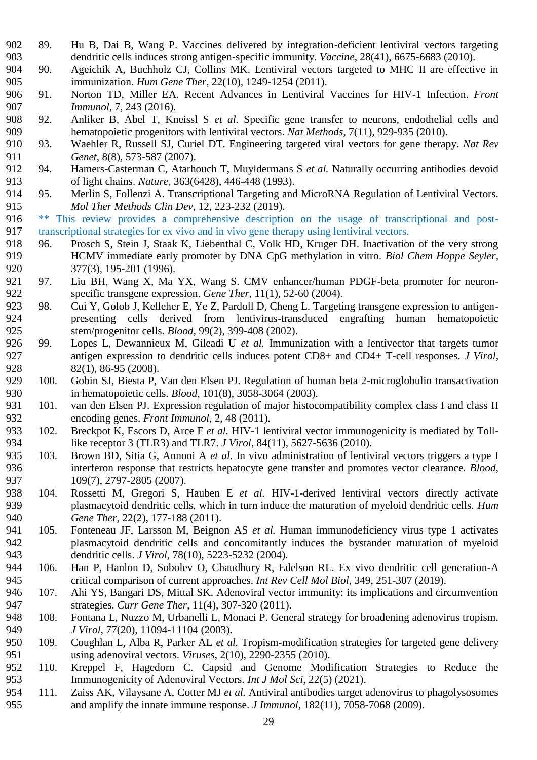89. Hu B, Dai B, Wang P. Vaccines delivered by integration-deficient lentiviral vectors targeting dendritic cells induces strong antigen-specific immunity. *Vaccine*, 28(41), 6675-6683 (2010).
90. Ageichik A, Buchholz CJ, Collins MK. Lentiviral vectors targeted to MHC II are effective in immunization. *Hum Gene Ther*, 22(10), 1249-1254 (2011).
91. Norton TD, Miller EA. Recent Advances in Lentiviral Vaccines for HIV-1 Infection. *Front Immunol*, 7, 243 (2016).
92. Anliker B, Abel T, Kneissl S *et al.* Specific gene transfer to neurons, endothelial cells and hematopoietic progenitors with lentiviral vectors. *Nat Methods*, 7(11), 929-935 (2010).
93. Waehler R, Russell SJ, Curiel DT. Engineering targeted viral vectors for gene therapy. *Nat Rev Genet*, 8(8), 573-587 (2007).
94. Hamers-Casterman C, Atarhouch T, Muyldermans S *et al.* Naturally occurring antibodies devoid of light chains. *Nature*, 363(6428), 446-448 (1993).
95. Merlin S, Follenzi A. Transcriptional Targeting and MicroRNA Regulation of Lentiviral Vectors. *Mol Ther Methods Clin Dev*, 12, 223-232 (2019).

** This review provides a comprehensive description on the usage of transcriptional and post-transcriptional strategies for ex vivo and in vivo gene therapy using lentiviral vectors.

96. Prosch S, Stein J, Staak K, Liebenthal C, Volk HD, Kruger DH. Inactivation of the very strong HCMV immediate early promoter by DNA CpG methylation in vitro. *Biol Chem Hoppe Seyler*, 377(3), 195-201 (1996).
97. Liu BH, Wang X, Ma YX, Wang S. CMV enhancer/human PDGF-beta promoter for neuron-specific transgene expression. *Gene Ther*, 11(1), 52-60 (2004).
98. Cui Y, Golob J, Kelleher E, Ye Z, Pardoll D, Cheng L. Targeting transgene expression to antigen-presenting cells derived from lentivirus-transduced engrafting human hematopoietic stem/progenitor cells. *Blood*, 99(2), 399-408 (2002).
99. Lopes L, Dewannieux M, Gileadi U *et al.* Immunization with a lentivector that targets tumor antigen expression to dendritic cells induces potent CD8+ and CD4+ T-cell responses. *J Virol*, 82(1), 86-95 (2008).
100. Gobin SJ, Biesta P, Van den Elsen PJ. Regulation of human beta 2-microglobulin transactivation in hematopoietic cells. *Blood*, 101(8), 3058-3064 (2003).
101. van den Elsen PJ. Expression regulation of major histocompatibility complex class I and class II encoding genes. *Front Immunol*, 2, 48 (2011).
102. Breckpot K, Escors D, Arce F *et al.* HIV-1 lentiviral vector immunogenicity is mediated by Toll-like receptor 3 (TLR3) and TLR7. *J Virol*, 84(11), 5627-5636 (2010).
103. Brown BD, Sitia G, Annoni A *et al.* In vivo administration of lentiviral vectors triggers a type I interferon response that restricts hepatocyte gene transfer and promotes vector clearance. *Blood*, 109(7), 2797-2805 (2007).
104. Rossetti M, Gregori S, Hauben E *et al.* HIV-1-derived lentiviral vectors directly activate plasmacytoid dendritic cells, which in turn induce the maturation of myeloid dendritic cells. *Hum Gene Ther*, 22(2), 177-188 (2011).
105. Fonteneau JF, Larsson M, Beignon AS *et al.* Human immunodeficiency virus type 1 activates plasmacytoid dendritic cells and concomitantly induces the bystander maturation of myeloid dendritic cells. *J Virol*, 78(10), 5223-5232 (2004).
106. Han P, Hanlon D, Sobolev O, Chaudhury R, Edelson RL. Ex vivo dendritic cell generation-A critical comparison of current approaches. *Int Rev Cell Mol Biol*, 349, 251-307 (2019).
107. Ahi YS, Bangari DS, Mittal SK. Adenoviral vector immunity: its implications and circumvention strategies. *Curr Gene Ther*, 11(4), 307-320 (2011).
108. Fontana L, Nuzzo M, Urbanelli L, Monaci P. General strategy for broadening adenovirus tropism. *J Virol*, 77(20), 11094-11104 (2003).
109. Coughlan L, Alba R, Parker AL *et al.* Tropism-modification strategies for targeted gene delivery using adenoviral vectors. *Viruses*, 2(10), 2290-2355 (2010).
110. Kreppel F, Hagedorn C. Capsid and Genome Modification Strategies to Reduce the Immunogenicity of Adenoviral Vectors. *Int J Mol Sci*, 22(5) (2021).
111. Zaiss AK, Vilaysane A, Cotter MJ *et al.* Antiviral antibodies target adenovirus to phagolysosomes and amplify the innate immune response. *J Immunol*, 182(11), 7058-7068 (2009).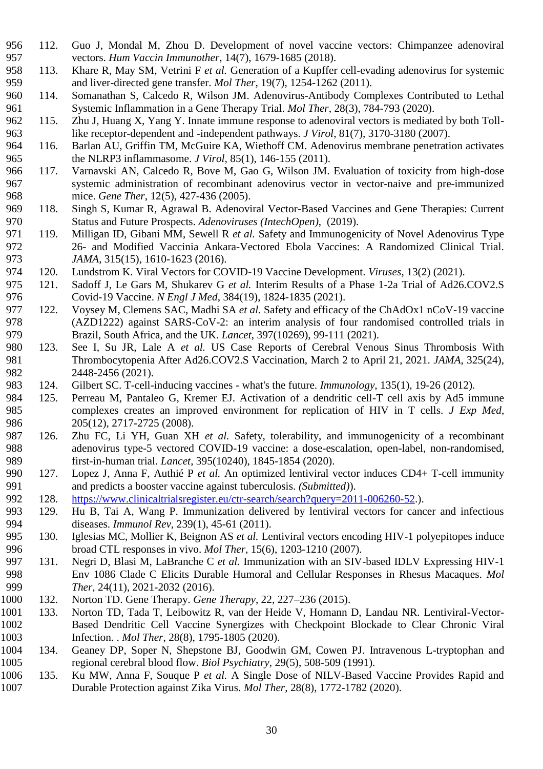112. Guo J, Mondal M, Zhou D. Development of novel vaccine vectors: Chimpanzee adenoviral vectors. *Hum Vaccin Immunother*, 14(7), 1679-1685 (2018).
113. Khare R, May SM, Vetrini F *et al.* Generation of a Kupffer cell-evading adenovirus for systemic and liver-directed gene transfer. *Mol Ther*, 19(7), 1254-1262 (2011).
114. Somanathan S, Calcedo R, Wilson JM. Adenovirus-Antibody Complexes Contributed to Lethal Systemic Inflammation in a Gene Therapy Trial. *Mol Ther*, 28(3), 784-793 (2020).
115. Zhu J, Huang X, Yang Y. Innate immune response to adenoviral vectors is mediated by both Toll-like receptor-dependent and -independent pathways. *J Virol*, 81(7), 3170-3180 (2007).
116. Barlan AU, Griffin TM, McGuire KA, Wiethoff CM. Adenovirus membrane penetration activates the NLRP3 inflammasome. *J Virol*, 85(1), 146-155 (2011).
117. Varnavski AN, Calcedo R, Bove M, Gao G, Wilson JM. Evaluation of toxicity from high-dose systemic administration of recombinant adenovirus vector in vector-naive and pre-immunized mice. *Gene Ther*, 12(5), 427-436 (2005).
118. Singh S, Kumar R, Agrawal B. Adenoviral Vector-Based Vaccines and Gene Therapies: Current Status and Future Prospects. *Adenoviruses (IntechOpen)*, (2019).
119. Milligan ID, Gibani MM, Sewell R *et al.* Safety and Immunogenicity of Novel Adenovirus Type 26- and Modified Vaccinia Ankara-Vectored Ebola Vaccines: A Randomized Clinical Trial. *JAMA*, 315(15), 1610-1623 (2016).
120. Lundstrom K. Viral Vectors for COVID-19 Vaccine Development. *Viruses*, 13(2) (2021).
121. Sadoff J, Le Gars M, Shukarev G *et al.* Interim Results of a Phase 1-2a Trial of Ad26.COV2.S Covid-19 Vaccine. *N Engl J Med*, 384(19), 1824-1835 (2021).
122. Voysey M, Clemens SAC, Madhi SA *et al.* Safety and efficacy of the ChAdOx1 nCoV-19 vaccine (AZD1222) against SARS-CoV-2: an interim analysis of four randomised controlled trials in Brazil, South Africa, and the UK. *Lancet*, 397(10269), 99-111 (2021).
123. See I, Su JR, Lale A *et al.* US Case Reports of Cerebral Venous Sinus Thrombosis With Thrombocytopenia After Ad26.COV2.S Vaccination, March 2 to April 21, 2021. *JAMA*, 325(24), 2448-2456 (2021).
124. Gilbert SC. T-cell-inducing vaccines - what's the future. *Immunology*, 135(1), 19-26 (2012).
125. Perreau M, Pantaleo G, Kremer EJ. Activation of a dendritic cell-T cell axis by Ad5 immune complexes creates an improved environment for replication of HIV in T cells. *J Exp Med*, 205(12), 2717-2725 (2008).
126. Zhu FC, Li YH, Guan XH *et al.* Safety, tolerability, and immunogenicity of a recombinant adenovirus type-5 vectored COVID-19 vaccine: a dose-escalation, open-label, non-randomised, first-in-human trial. *Lancet*, 395(10240), 1845-1854 (2020).
127. Lopez J, Anna F, Authié P *et al.* An optimized lentiviral vector induces CD4+ T-cell immunity and predicts a booster vaccine against tuberculosis. *(Submitted)*).
128. https://www.clinicaltrialsregister.eu/ctr-search/search?query=2011-006260-52.).
129. Hu B, Tai A, Wang P. Immunization delivered by lentiviral vectors for cancer and infectious diseases. *Immunol Rev*, 239(1), 45-61 (2011).
130. Iglesias MC, Mollier K, Beignon AS *et al.* Lentiviral vectors encoding HIV-1 polyepitopes induce broad CTL responses in vivo. *Mol Ther*, 15(6), 1203-1210 (2007).
131. Negri D, Blasi M, LaBranche C *et al.* Immunization with an SIV-based IDLV Expressing HIV-1 Env 1086 Clade C Elicits Durable Humoral and Cellular Responses in Rhesus Macaques. *Mol Ther*, 24(11), 2021-2032 (2016).
132. Norton TD. Gene Therapy. *Gene Therapy*, 22, 227–236 (2015).
133. Norton TD, Tada T, Leibowitz R, van der Heide V, Homann D, Landau NR. Lentiviral-Vector-Based Dendritic Cell Vaccine Synergizes with Checkpoint Blockade to Clear Chronic Viral Infection. . *Mol Ther*, 28(8), 1795-1805 (2020).
134. Geaney DP, Soper N, Shepstone BJ, Goodwin GM, Cowen PJ. Intravenous L-tryptophan and regional cerebral blood flow. *Biol Psychiatry*, 29(5), 508-509 (1991).
135. Ku MW, Anna F, Souque P *et al.* A Single Dose of NILV-Based Vaccine Provides Rapid and Durable Protection against Zika Virus. *Mol Ther*, 28(8), 1772-1782 (2020).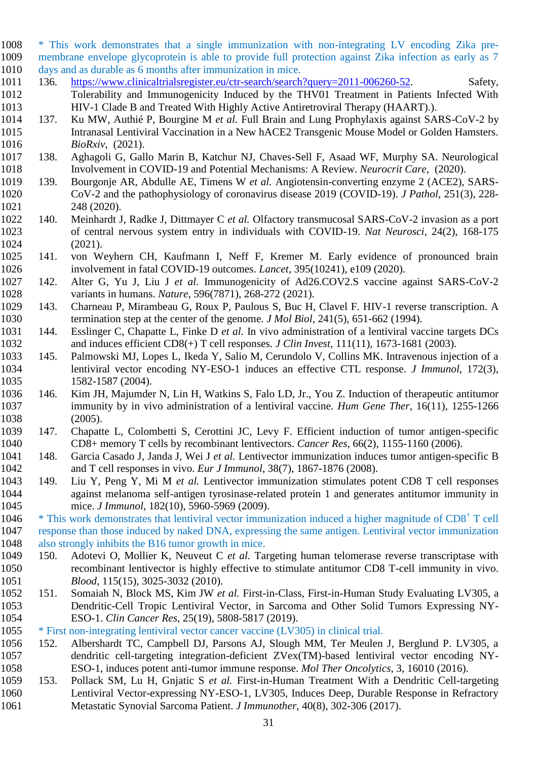* This work demonstrates that a single immunization with non-integrating LV encoding Zika pre-membrane envelope glycoprotein is able to provide full protection against Zika infection as early as 7 days and as durable as 6 months after immunization in mice.

136. https://www.clinicaltrialsregister.eu/ctr-search/search?query=2011-006260-52. Safety, Tolerability and Immunogenicity Induced by the THV01 Treatment in Patients Infected With HIV-1 Clade B and Treated With Highly Active Antiretroviral Therapy (HAART).).
137. Ku MW, Authié P, Bourgine M *et al.* Full Brain and Lung Prophylaxis against SARS-CoV-2 by Intranasal Lentiviral Vaccination in a New hACE2 Transgenic Mouse Model or Golden Hamsters. *BioRxiv*, (2021).
138. Aghagoli G, Gallo Marin B, Katchur NJ, Chaves-Sell F, Asaad WF, Murphy SA. Neurological Involvement in COVID-19 and Potential Mechanisms: A Review. *Neurocrit Care*, (2020).
139. Bourgonje AR, Abdulle AE, Timens W *et al.* Angiotensin-converting enzyme 2 (ACE2), SARS-CoV-2 and the pathophysiology of coronavirus disease 2019 (COVID-19). *J Pathol*, 251(3), 228-248 (2020).
140. Meinhardt J, Radke J, Dittmayer C *et al.* Olfactory transmucosal SARS-CoV-2 invasion as a port of central nervous system entry in individuals with COVID-19. *Nat Neurosci*, 24(2), 168-175 (2021).
141. von Weyhern CH, Kaufmann I, Neff F, Kremer M. Early evidence of pronounced brain involvement in fatal COVID-19 outcomes. *Lancet*, 395(10241), e109 (2020).
142. Alter G, Yu J, Liu J *et al.* Immunogenicity of Ad26.COV2.S vaccine against SARS-CoV-2 variants in humans. *Nature*, 596(7871), 268-272 (2021).
143. Charneau P, Mirambeau G, Roux P, Paulous S, Buc H, Clavel F. HIV-1 reverse transcription. A termination step at the center of the genome. *J Mol Biol*, 241(5), 651-662 (1994).
144. Esslinger C, Chapatte L, Finke D *et al.* In vivo administration of a lentiviral vaccine targets DCs and induces efficient CD8(+) T cell responses. *J Clin Invest*, 111(11), 1673-1681 (2003).
145. Palmowski MJ, Lopes L, Ikeda Y, Salio M, Cerundolo V, Collins MK. Intravenous injection of a lentiviral vector encoding NY-ESO-1 induces an effective CTL response. *J Immunol*, 172(3), 1582-1587 (2004).
146. Kim JH, Majumder N, Lin H, Watkins S, Falo LD, Jr., You Z. Induction of therapeutic antitumor immunity by in vivo administration of a lentiviral vaccine. *Hum Gene Ther*, 16(11), 1255-1266 (2005).
147. Chapatte L, Colombetti S, Cerottini JC, Levy F. Efficient induction of tumor antigen-specific CD8+ memory T cells by recombinant lentivectors. *Cancer Res*, 66(2), 1155-1160 (2006).
148. Garcia Casado J, Janda J, Wei J *et al.* Lentivector immunization induces tumor antigen-specific B and T cell responses in vivo. *Eur J Immunol*, 38(7), 1867-1876 (2008).
149. Liu Y, Peng Y, Mi M *et al.* Lentivector immunization stimulates potent CD8 T cell responses against melanoma self-antigen tyrosinase-related protein 1 and generates antitumor immunity in mice. *J Immunol*, 182(10), 5960-5969 (2009).

* This work demonstrates that lentiviral vector immunization induced a higher magnitude of CD8$^{+}$ T cell response than those induced by naked DNA, expressing the same antigen. Lentiviral vector immunization also strongly inhibits the B16 tumor growth in mice.

150. Adotevi O, Mollier K, Neuveut C *et al.* Targeting human telomerase reverse transcriptase with recombinant lentivector is highly effective to stimulate antitumor CD8 T-cell immunity in vivo. *Blood*, 115(15), 3025-3032 (2010).
151. Somaiah N, Block MS, Kim JW *et al.* First-in-Class, First-in-Human Study Evaluating LV305, a Dendritic-Cell Tropic Lentiviral Vector, in Sarcoma and Other Solid Tumors Expressing NY-ESO-1. *Clin Cancer Res*, 25(19), 5808-5817 (2019).

* First non-integrating lentiviral vector cancer vaccine (LV305) in clinical trial.

152. Albershardt TC, Campbell DJ, Parsons AJ, Slough MM, Ter Meulen J, Berglund P. LV305, a dendritic cell-targeting integration-deficient ZVex(TM)-based lentiviral vector encoding NY-ESO-1, induces potent anti-tumor immune response. *Mol Ther Oncolytics*, 3, 16010 (2016).
153. Pollack SM, Lu H, Gnjatic S *et al.* First-in-Human Treatment With a Dendritic Cell-targeting Lentiviral Vector-expressing NY-ESO-1, LV305, Induces Deep, Durable Response in Refractory Metastatic Synovial Sarcoma Patient. *J Immunother*, 40(8), 302-306 (2017).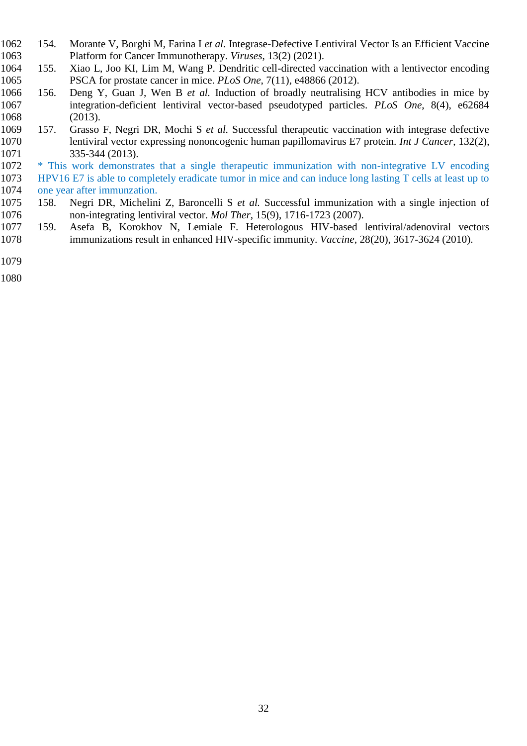154. Morante V, Borghi M, Farina I *et al.* Integrase-Defective Lentiviral Vector Is an Efficient Vaccine Platform for Cancer Immunotherapy. *Viruses*, 13(2) (2021).
155. Xiao L, Joo KI, Lim M, Wang P. Dendritic cell-directed vaccination with a lentivector encoding PSCA for prostate cancer in mice. *PLoS One*, 7(11), e48866 (2012).
156. Deng Y, Guan J, Wen B *et al.* Induction of broadly neutralising HCV antibodies in mice by integration-deficient lentiviral vector-based pseudotyped particles. *PLoS One*, 8(4), e62684 (2013).
157. Grasso F, Negri DR, Mochi S *et al.* Successful therapeutic vaccination with integrase defective lentiviral vector expressing nononcogenic human papillomavirus E7 protein. *Int J Cancer*, 132(2), 335-344 (2013).

\* This work demonstrates that a single therapeutic immunization with non-integrative LV encoding HPV16 E7 is able to completely eradicate tumor in mice and can induce long lasting T cells at least up to one year after immunzation.

158. Negri DR, Michelini Z, Baroncelli S *et al.* Successful immunization with a single injection of non-integrating lentiviral vector. *Mol Ther*, 15(9), 1716-1723 (2007).
159. Asefa B, Korokhov N, Lemiale F. Heterologous HIV-based lentiviral/adenoviral vectors immunizations result in enhanced HIV-specific immunity. *Vaccine*, 28(20), 3617-3624 (2010).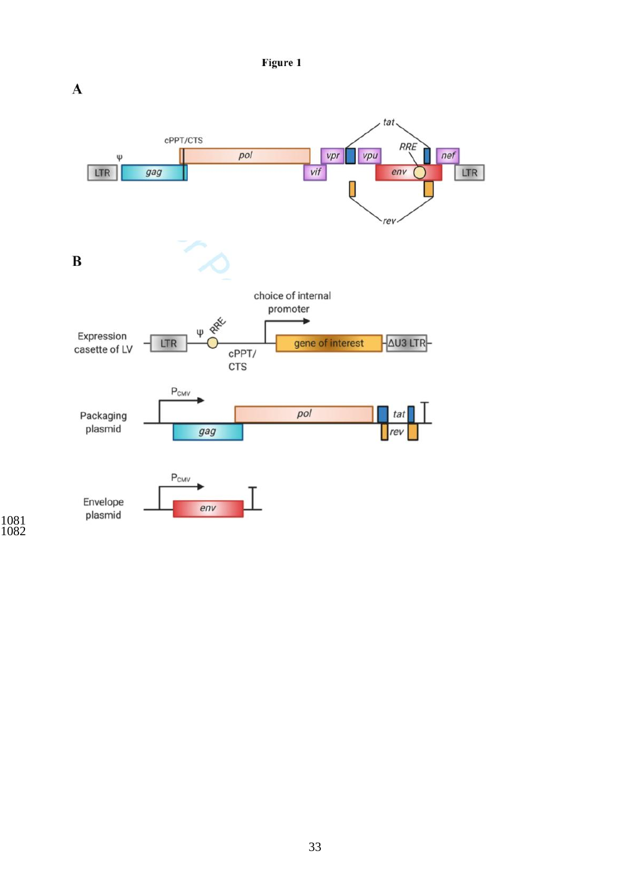**Figure 1**

**A**

LTR ψ gag cPPT/CTS pol vif vpr tat vpu RRE env nef LTR rev

**B**

Expression casette of LV: LTR ψ RRE cPPT/CTS choice of internal promoter gene of interest ΔU3 LTR

Packaging plasmid: $P_{CMV}$ gag pol tat rev

Envelope plasmid: $P_{CMV}$ env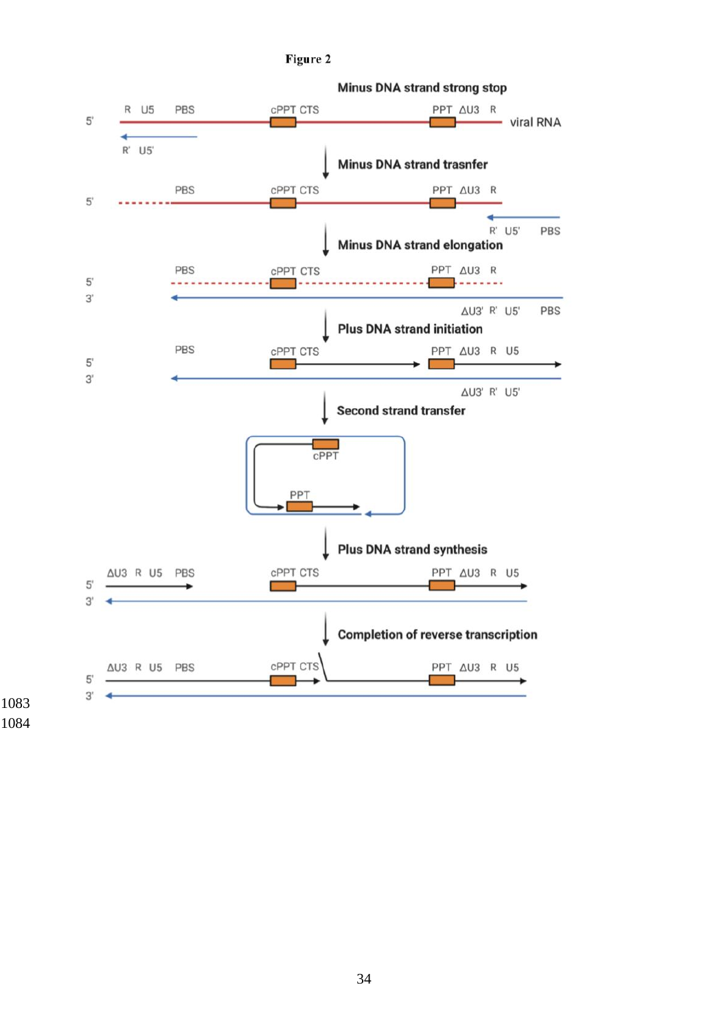**Figure 2**

Minus DNA strand strong stop

Minus DNA strand trasnfer

Minus DNA strand elongation

Plus DNA strand initiation

Second strand transfer

Plus DNA strand synthesis

Completion of reverse transcription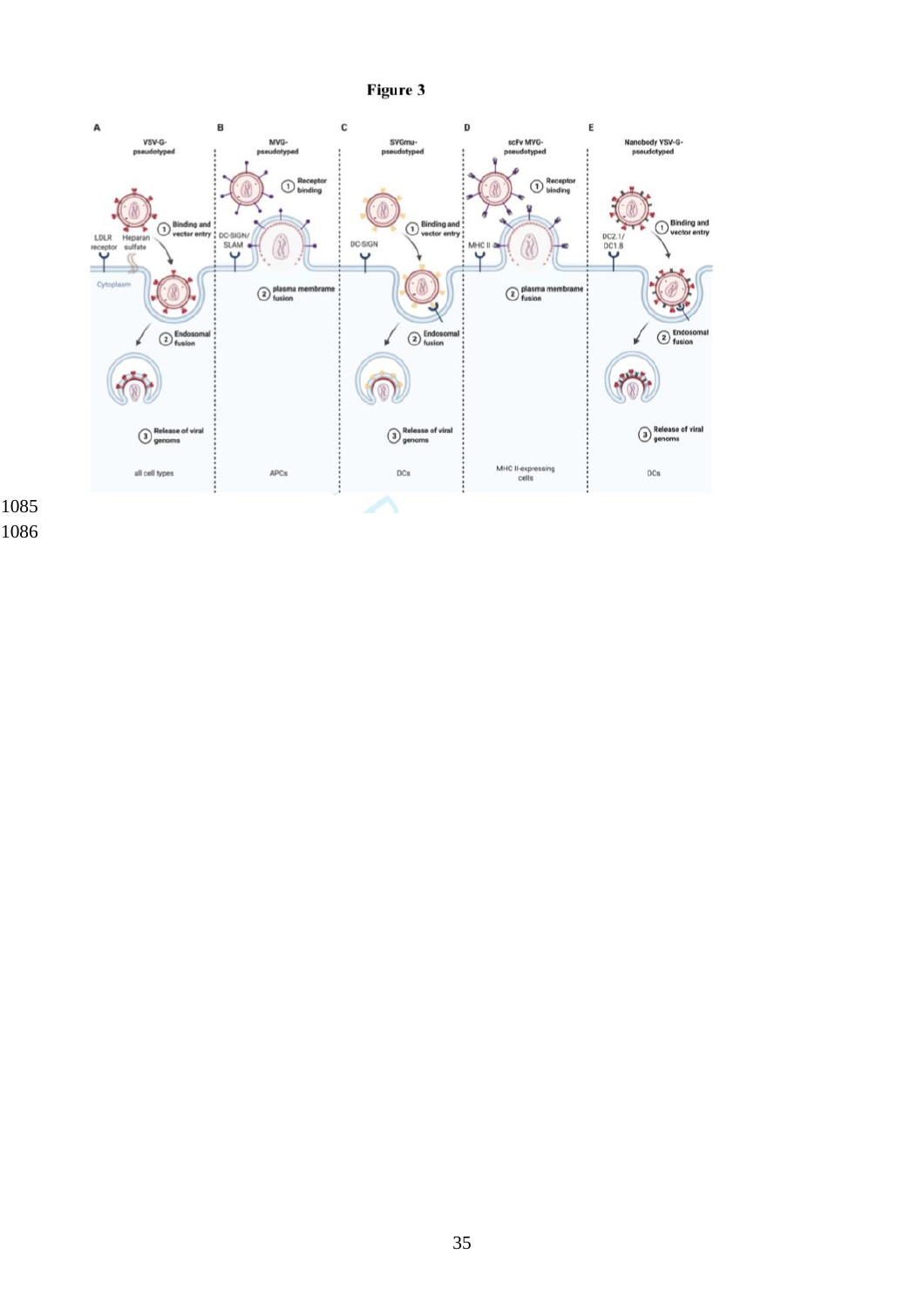**Figure 3**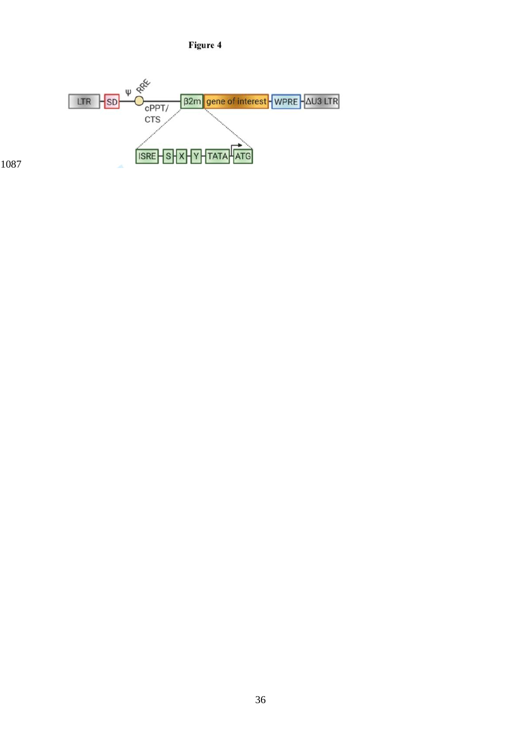**Figure 4**

LTR
SD
Ψ
RRE
cPPT/
CTS
β2m
gene of interest
WPRE
ΔU3 LTR
ISRE
S
X
Y
TATA
ATG